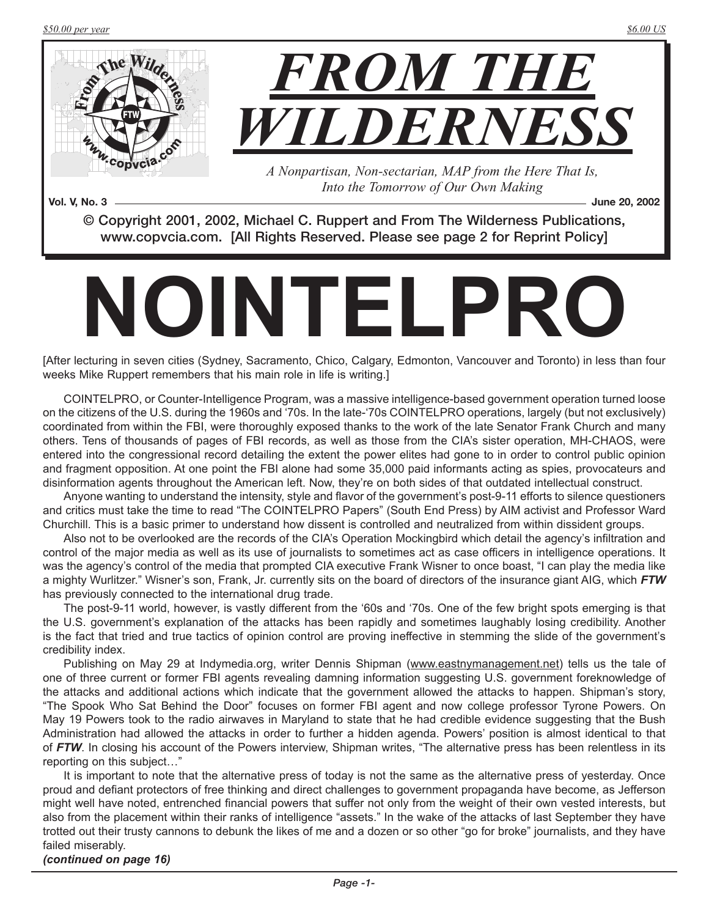$50.00 per year $6.00 US

# FROM THE WILDERNESS

*A Nonpartisan, Non-sectarian, MAP from the Here That Is, Into the Tomorrow of Our Own Making*

**Vol. V, No. 3** **June 20, 2002**

© Copyright 2001, 2002, Michael C. Ruppert and From The Wilderness Publications, www.copvcia.com. [All Rights Reserved. Please see page 2 for Reprint Policy]

# NOINTELPRO

[After lecturing in seven cities (Sydney, Sacramento, Chico, Calgary, Edmonton, Vancouver and Toronto) in less than four weeks Mike Ruppert remembers that his main role in life is writing.]

COINTELPRO, or Counter-Intelligence Program, was a massive intelligence-based government operation turned loose on the citizens of the U.S. during the 1960s and '70s. In the late-'70s COINTELPRO operations, largely (but not exclusively) coordinated from within the FBI, were thoroughly exposed thanks to the work of the late Senator Frank Church and many others. Tens of thousands of pages of FBI records, as well as those from the CIA's sister operation, MH-CHAOS, were entered into the congressional record detailing the extent the power elites had gone to in order to control public opinion and fragment opposition. At one point the FBI alone had some 35,000 paid informants acting as spies, provocateurs and disinformation agents throughout the American left. Now, they're on both sides of that outdated intellectual construct.

Anyone wanting to understand the intensity, style and flavor of the government's post-9-11 efforts to silence questioners and critics must take the time to read "The COINTELPRO Papers" (South End Press) by AIM activist and Professor Ward Churchill. This is a basic primer to understand how dissent is controlled and neutralized from within dissident groups.

Also not to be overlooked are the records of the CIA's Operation Mockingbird which detail the agency's infiltration and control of the major media as well as its use of journalists to sometimes act as case officers in intelligence operations. It was the agency's control of the media that prompted CIA executive Frank Wisner to once boast, "I can play the media like a mighty Wurlitzer." Wisner's son, Frank, Jr. currently sits on the board of directors of the insurance giant AIG, which ***FTW*** has previously connected to the international drug trade.

The post-9-11 world, however, is vastly different from the '60s and '70s. One of the few bright spots emerging is that the U.S. government's explanation of the attacks has been rapidly and sometimes laughably losing credibility. Another is the fact that tried and true tactics of opinion control are proving ineffective in stemming the slide of the government's credibility index.

Publishing on May 29 at Indymedia.org, writer Dennis Shipman (www.eastnymanagement.net) tells us the tale of one of three current or former FBI agents revealing damning information suggesting U.S. government foreknowledge of the attacks and additional actions which indicate that the government allowed the attacks to happen. Shipman's story, "The Spook Who Sat Behind the Door" focuses on former FBI agent and now college professor Tyrone Powers. On May 19 Powers took to the radio airwaves in Maryland to state that he had credible evidence suggesting that the Bush Administration had allowed the attacks in order to further a hidden agenda. Powers' position is almost identical to that of ***FTW***. In closing his account of the Powers interview, Shipman writes, "The alternative press has been relentless in its reporting on this subject…"

It is important to note that the alternative press of today is not the same as the alternative press of yesterday. Once proud and defiant protectors of free thinking and direct challenges to government propaganda have become, as Jefferson might well have noted, entrenched financial powers that suffer not only from the weight of their own vested interests, but also from the placement within their ranks of intelligence "assets." In the wake of the attacks of last September they have trotted out their trusty cannons to debunk the likes of me and a dozen or so other "go for broke" journalists, and they have failed miserably.

***(continued on page 16)***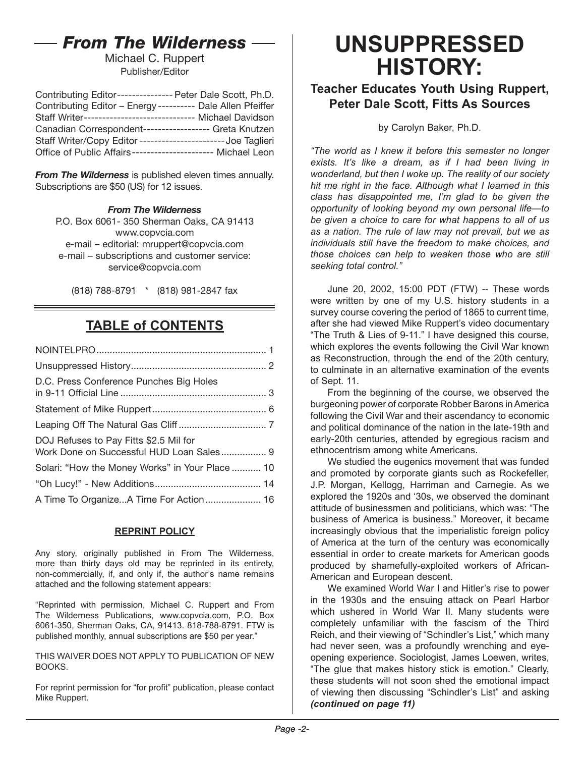## From The Wilderness

Michael C. Ruppert
Publisher/Editor

Contributing Editor --------------- Peter Dale Scott, Ph.D.
Contributing Editor – Energy ---------- Dale Allen Pfeiffer
Staff Writer ------------------------------ Michael Davidson
Canadian Correspondent ------------------ Greta Knutzen
Staff Writer/Copy Editor ----------------------- Joe Taglieri
Office of Public Affairs ---------------------- Michael Leon

***From The Wilderness*** is published eleven times annually. Subscriptions are $50 (US) for 12 issues.

***From The Wilderness***
P.O. Box 6061- 350 Sherman Oaks, CA 91413
www.copvcia.com
e-mail – editorial: mruppert@copvcia.com
e-mail – subscriptions and customer service: service@copvcia.com

(818) 788-8791 * (818) 981-2847 fax

## TABLE of CONTENTS

| | |
|---|---|
| NOINTELPRO | 1 |
| Unsuppressed History | 2 |
| D.C. Press Conference Punches Big Holes in 9-11 Official Line | 3 |
| Statement of Mike Ruppert | 6 |
| Leaping Off The Natural Gas Cliff | 7 |
| DOJ Refuses to Pay Fitts $2.5 Mil for Work Done on Successful HUD Loan Sales | 9 |
| Solari: "How the Money Works" in Your Place | 10 |
| "Oh Lucy!" - New Additions | 14 |
| A Time To Organize...A Time For Action | 16 |

### REPRINT POLICY

Any story, originally published in From The Wilderness, more than thirty days old may be reprinted in its entirety, non-commercially, if, and only if, the author's name remains attached and the following statement appears:

"Reprinted with permission, Michael C. Ruppert and From The Wilderness Publications, www.copvcia.com, P.O. Box 6061-350, Sherman Oaks, CA, 91413. 818-788-8791. FTW is published monthly, annual subscriptions are $50 per year."

THIS WAIVER DOES NOT APPLY TO PUBLICATION OF NEW BOOKS.

For reprint permission for "for profit" publication, please contact Mike Ruppert.

# UNSUPPRESSED HISTORY:

### Teacher Educates Youth Using Ruppert, Peter Dale Scott, Fitts As Sources

by Carolyn Baker, Ph.D.

*"The world as I knew it before this semester no longer exists. It's like a dream, as if I had been living in wonderland, but then I woke up. The reality of our society hit me right in the face. Although what I learned in this class has disappointed me, I'm glad to be given the opportunity of looking beyond my own personal life—to be given a choice to care for what happens to all of us as a nation. The rule of law may not prevail, but we as individuals still have the freedom to make choices, and those choices can help to weaken those who are still seeking total control."*

June 20, 2002, 15:00 PDT (FTW) -- These words were written by one of my U.S. history students in a survey course covering the period of 1865 to current time, after she had viewed Mike Ruppert's video documentary "The Truth & Lies of 9-11." I have designed this course, which explores the events following the Civil War known as Reconstruction, through the end of the 20th century, to culminate in an alternative examination of the events of Sept. 11.

From the beginning of the course, we observed the burgeoning power of corporate Robber Barons in America following the Civil War and their ascendancy to economic and political dominance of the nation in the late-19th and early-20th centuries, attended by egregious racism and ethnocentrism among white Americans.

We studied the eugenics movement that was funded and promoted by corporate giants such as Rockefeller, J.P. Morgan, Kellogg, Harriman and Carnegie. As we explored the 1920s and '30s, we observed the dominant attitude of businessmen and politicians, which was: "The business of America is business." Moreover, it became increasingly obvious that the imperialistic foreign policy of America at the turn of the century was economically essential in order to create markets for American goods produced by shamefully-exploited workers of African-American and European descent.

We examined World War I and Hitler's rise to power in the 1930s and the ensuing attack on Pearl Harbor which ushered in World War II. Many students were completely unfamiliar with the fascism of the Third Reich, and their viewing of "Schindler's List," which many had never seen, was a profoundly wrenching and eye-opening experience. Sociologist, James Loewen, writes, "The glue that makes history stick is emotion." Clearly, these students will not soon shed the emotional impact of viewing then discussing "Schindler's List" and asking ***(continued on page 11)***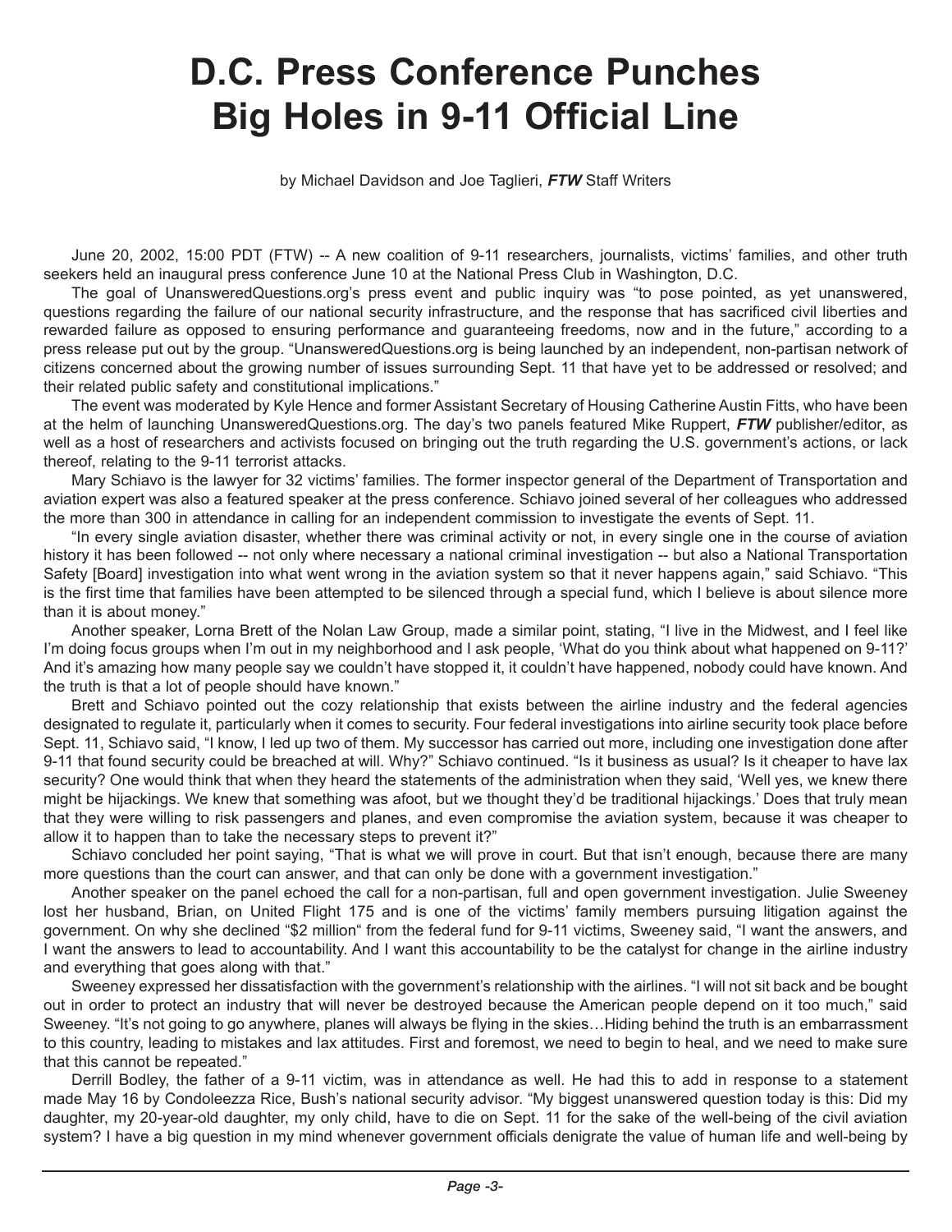# D.C. Press Conference Punches Big Holes in 9-11 Official Line

by Michael Davidson and Joe Taglieri, ***FTW*** Staff Writers

June 20, 2002, 15:00 PDT (FTW) -- A new coalition of 9-11 researchers, journalists, victims' families, and other truth seekers held an inaugural press conference June 10 at the National Press Club in Washington, D.C.

The goal of UnansweredQuestions.org's press event and public inquiry was "to pose pointed, as yet unanswered, questions regarding the failure of our national security infrastructure, and the response that has sacrificed civil liberties and rewarded failure as opposed to ensuring performance and guaranteeing freedoms, now and in the future," according to a press release put out by the group. "UnansweredQuestions.org is being launched by an independent, non-partisan network of citizens concerned about the growing number of issues surrounding Sept. 11 that have yet to be addressed or resolved; and their related public safety and constitutional implications."

The event was moderated by Kyle Hence and former Assistant Secretary of Housing Catherine Austin Fitts, who have been at the helm of launching UnansweredQuestions.org. The day's two panels featured Mike Ruppert, ***FTW*** publisher/editor, as well as a host of researchers and activists focused on bringing out the truth regarding the U.S. government's actions, or lack thereof, relating to the 9-11 terrorist attacks.

Mary Schiavo is the lawyer for 32 victims' families. The former inspector general of the Department of Transportation and aviation expert was also a featured speaker at the press conference. Schiavo joined several of her colleagues who addressed the more than 300 in attendance in calling for an independent commission to investigate the events of Sept. 11.

"In every single aviation disaster, whether there was criminal activity or not, in every single one in the course of aviation history it has been followed -- not only where necessary a national criminal investigation -- but also a National Transportation Safety [Board] investigation into what went wrong in the aviation system so that it never happens again," said Schiavo. "This is the first time that families have been attempted to be silenced through a special fund, which I believe is about silence more than it is about money."

Another speaker, Lorna Brett of the Nolan Law Group, made a similar point, stating, "I live in the Midwest, and I feel like I'm doing focus groups when I'm out in my neighborhood and I ask people, 'What do you think about what happened on 9-11?' And it's amazing how many people say we couldn't have stopped it, it couldn't have happened, nobody could have known. And the truth is that a lot of people should have known."

Brett and Schiavo pointed out the cozy relationship that exists between the airline industry and the federal agencies designated to regulate it, particularly when it comes to security. Four federal investigations into airline security took place before Sept. 11, Schiavo said, "I know, I led up two of them. My successor has carried out more, including one investigation done after 9-11 that found security could be breached at will. Why?" Schiavo continued. "Is it business as usual? Is it cheaper to have lax security? One would think that when they heard the statements of the administration when they said, 'Well yes, we knew there might be hijackings. We knew that something was afoot, but we thought they'd be traditional hijackings.' Does that truly mean that they were willing to risk passengers and planes, and even compromise the aviation system, because it was cheaper to allow it to happen than to take the necessary steps to prevent it?"

Schiavo concluded her point saying, "That is what we will prove in court. But that isn't enough, because there are many more questions than the court can answer, and that can only be done with a government investigation."

Another speaker on the panel echoed the call for a non-partisan, full and open government investigation. Julie Sweeney lost her husband, Brian, on United Flight 175 and is one of the victims' family members pursuing litigation against the government. On why she declined "$2 million" from the federal fund for 9-11 victims, Sweeney said, "I want the answers, and I want the answers to lead to accountability. And I want this accountability to be the catalyst for change in the airline industry and everything that goes along with that."

Sweeney expressed her dissatisfaction with the government's relationship with the airlines. "I will not sit back and be bought out in order to protect an industry that will never be destroyed because the American people depend on it too much," said Sweeney. "It's not going to go anywhere, planes will always be flying in the skies…Hiding behind the truth is an embarrassment to this country, leading to mistakes and lax attitudes. First and foremost, we need to begin to heal, and we need to make sure that this cannot be repeated."

Derrill Bodley, the father of a 9-11 victim, was in attendance as well. He had this to add in response to a statement made May 16 by Condoleezza Rice, Bush's national security advisor. "My biggest unanswered question today is this: Did my daughter, my 20-year-old daughter, my only child, have to die on Sept. 11 for the sake of the well-being of the civil aviation system? I have a big question in my mind whenever government officials denigrate the value of human life and well-being by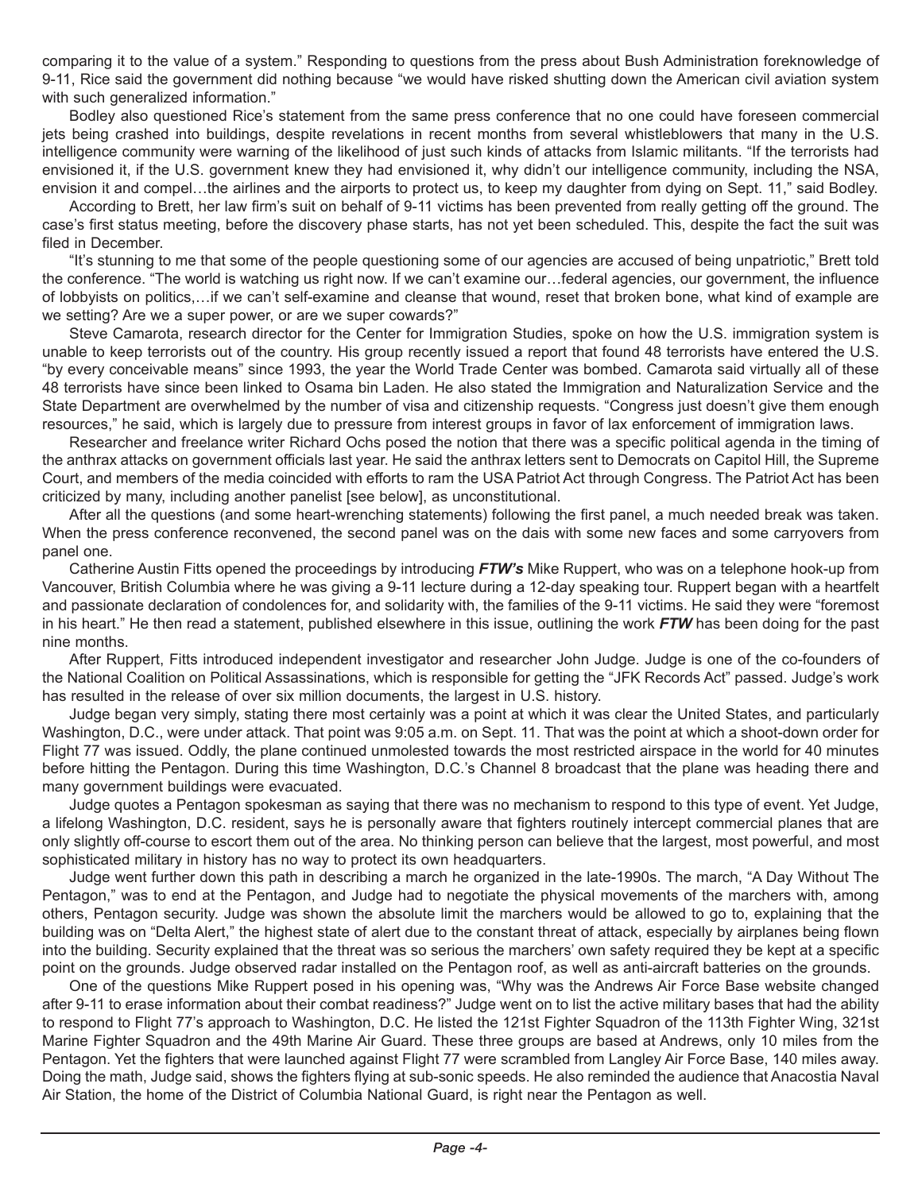comparing it to the value of a system." Responding to questions from the press about Bush Administration foreknowledge of 9-11, Rice said the government did nothing because "we would have risked shutting down the American civil aviation system with such generalized information."

Bodley also questioned Rice's statement from the same press conference that no one could have foreseen commercial jets being crashed into buildings, despite revelations in recent months from several whistleblowers that many in the U.S. intelligence community were warning of the likelihood of just such kinds of attacks from Islamic militants. "If the terrorists had envisioned it, if the U.S. government knew they had envisioned it, why didn't our intelligence community, including the NSA, envision it and compel…the airlines and the airports to protect us, to keep my daughter from dying on Sept. 11," said Bodley.

According to Brett, her law firm's suit on behalf of 9-11 victims has been prevented from really getting off the ground. The case's first status meeting, before the discovery phase starts, has not yet been scheduled. This, despite the fact the suit was filed in December.

"It's stunning to me that some of the people questioning some of our agencies are accused of being unpatriotic," Brett told the conference. "The world is watching us right now. If we can't examine our…federal agencies, our government, the influence of lobbyists on politics,…if we can't self-examine and cleanse that wound, reset that broken bone, what kind of example are we setting? Are we a super power, or are we super cowards?"

Steve Camarota, research director for the Center for Immigration Studies, spoke on how the U.S. immigration system is unable to keep terrorists out of the country. His group recently issued a report that found 48 terrorists have entered the U.S. "by every conceivable means" since 1993, the year the World Trade Center was bombed. Camarota said virtually all of these 48 terrorists have since been linked to Osama bin Laden. He also stated the Immigration and Naturalization Service and the State Department are overwhelmed by the number of visa and citizenship requests. "Congress just doesn't give them enough resources," he said, which is largely due to pressure from interest groups in favor of lax enforcement of immigration laws.

Researcher and freelance writer Richard Ochs posed the notion that there was a specific political agenda in the timing of the anthrax attacks on government officials last year. He said the anthrax letters sent to Democrats on Capitol Hill, the Supreme Court, and members of the media coincided with efforts to ram the USA Patriot Act through Congress. The Patriot Act has been criticized by many, including another panelist [see below], as unconstitutional.

After all the questions (and some heart-wrenching statements) following the first panel, a much needed break was taken. When the press conference reconvened, the second panel was on the dais with some new faces and some carryovers from panel one.

Catherine Austin Fitts opened the proceedings by introducing ***FTW's*** Mike Ruppert, who was on a telephone hook-up from Vancouver, British Columbia where he was giving a 9-11 lecture during a 12-day speaking tour. Ruppert began with a heartfelt and passionate declaration of condolences for, and solidarity with, the families of the 9-11 victims. He said they were "foremost in his heart." He then read a statement, published elsewhere in this issue, outlining the work ***FTW*** has been doing for the past nine months.

After Ruppert, Fitts introduced independent investigator and researcher John Judge. Judge is one of the co-founders of the National Coalition on Political Assassinations, which is responsible for getting the "JFK Records Act" passed. Judge's work has resulted in the release of over six million documents, the largest in U.S. history.

Judge began very simply, stating there most certainly was a point at which it was clear the United States, and particularly Washington, D.C., were under attack. That point was 9:05 a.m. on Sept. 11. That was the point at which a shoot-down order for Flight 77 was issued. Oddly, the plane continued unmolested towards the most restricted airspace in the world for 40 minutes before hitting the Pentagon. During this time Washington, D.C.'s Channel 8 broadcast that the plane was heading there and many government buildings were evacuated.

Judge quotes a Pentagon spokesman as saying that there was no mechanism to respond to this type of event. Yet Judge, a lifelong Washington, D.C. resident, says he is personally aware that fighters routinely intercept commercial planes that are only slightly off-course to escort them out of the area. No thinking person can believe that the largest, most powerful, and most sophisticated military in history has no way to protect its own headquarters.

Judge went further down this path in describing a march he organized in the late-1990s. The march, "A Day Without The Pentagon," was to end at the Pentagon, and Judge had to negotiate the physical movements of the marchers with, among others, Pentagon security. Judge was shown the absolute limit the marchers would be allowed to go to, explaining that the building was on "Delta Alert," the highest state of alert due to the constant threat of attack, especially by airplanes being flown into the building. Security explained that the threat was so serious the marchers' own safety required they be kept at a specific point on the grounds. Judge observed radar installed on the Pentagon roof, as well as anti-aircraft batteries on the grounds.

One of the questions Mike Ruppert posed in his opening was, "Why was the Andrews Air Force Base website changed after 9-11 to erase information about their combat readiness?" Judge went on to list the active military bases that had the ability to respond to Flight 77's approach to Washington, D.C. He listed the 121st Fighter Squadron of the 113th Fighter Wing, 321st Marine Fighter Squadron and the 49th Marine Air Guard. These three groups are based at Andrews, only 10 miles from the Pentagon. Yet the fighters that were launched against Flight 77 were scrambled from Langley Air Force Base, 140 miles away. Doing the math, Judge said, shows the fighters flying at sub-sonic speeds. He also reminded the audience that Anacostia Naval Air Station, the home of the District of Columbia National Guard, is right near the Pentagon as well.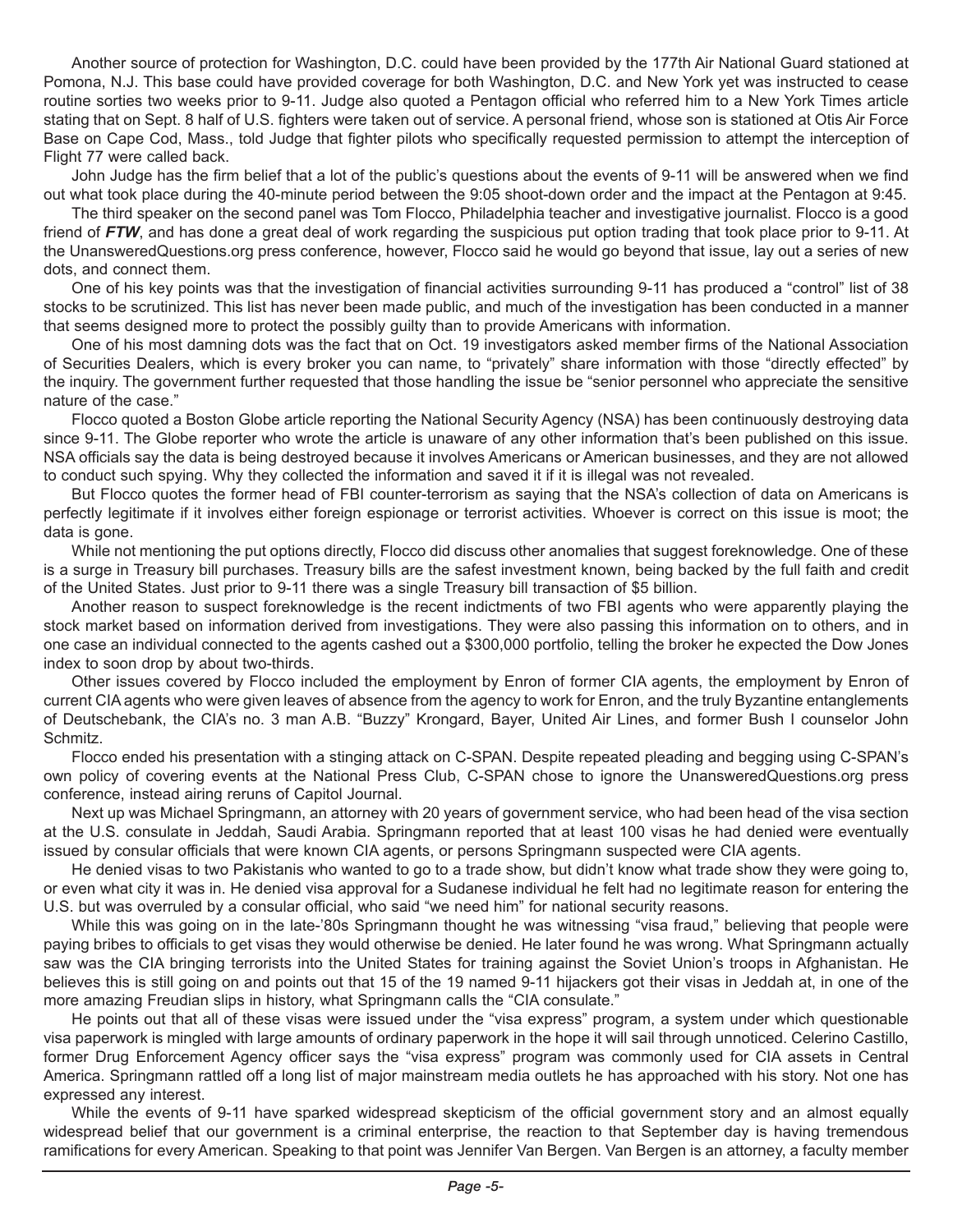Another source of protection for Washington, D.C. could have been provided by the 177th Air National Guard stationed at Pomona, N.J. This base could have provided coverage for both Washington, D.C. and New York yet was instructed to cease routine sorties two weeks prior to 9-11. Judge also quoted a Pentagon official who referred him to a New York Times article stating that on Sept. 8 half of U.S. fighters were taken out of service. A personal friend, whose son is stationed at Otis Air Force Base on Cape Cod, Mass., told Judge that fighter pilots who specifically requested permission to attempt the interception of Flight 77 were called back.

John Judge has the firm belief that a lot of the public's questions about the events of 9-11 will be answered when we find out what took place during the 40-minute period between the 9:05 shoot-down order and the impact at the Pentagon at 9:45.

The third speaker on the second panel was Tom Flocco, Philadelphia teacher and investigative journalist. Flocco is a good friend of ***FTW***, and has done a great deal of work regarding the suspicious put option trading that took place prior to 9-11. At the UnansweredQuestions.org press conference, however, Flocco said he would go beyond that issue, lay out a series of new dots, and connect them.

One of his key points was that the investigation of financial activities surrounding 9-11 has produced a "control" list of 38 stocks to be scrutinized. This list has never been made public, and much of the investigation has been conducted in a manner that seems designed more to protect the possibly guilty than to provide Americans with information.

One of his most damning dots was the fact that on Oct. 19 investigators asked member firms of the National Association of Securities Dealers, which is every broker you can name, to "privately" share information with those "directly effected" by the inquiry. The government further requested that those handling the issue be "senior personnel who appreciate the sensitive nature of the case."

Flocco quoted a Boston Globe article reporting the National Security Agency (NSA) has been continuously destroying data since 9-11. The Globe reporter who wrote the article is unaware of any other information that's been published on this issue. NSA officials say the data is being destroyed because it involves Americans or American businesses, and they are not allowed to conduct such spying. Why they collected the information and saved it if it is illegal was not revealed.

But Flocco quotes the former head of FBI counter-terrorism as saying that the NSA's collection of data on Americans is perfectly legitimate if it involves either foreign espionage or terrorist activities. Whoever is correct on this issue is moot; the data is gone.

While not mentioning the put options directly, Flocco did discuss other anomalies that suggest foreknowledge. One of these is a surge in Treasury bill purchases. Treasury bills are the safest investment known, being backed by the full faith and credit of the United States. Just prior to 9-11 there was a single Treasury bill transaction of $5 billion.

Another reason to suspect foreknowledge is the recent indictments of two FBI agents who were apparently playing the stock market based on information derived from investigations. They were also passing this information on to others, and in one case an individual connected to the agents cashed out a $300,000 portfolio, telling the broker he expected the Dow Jones index to soon drop by about two-thirds.

Other issues covered by Flocco included the employment by Enron of former CIA agents, the employment by Enron of current CIA agents who were given leaves of absence from the agency to work for Enron, and the truly Byzantine entanglements of Deutschebank, the CIA's no. 3 man A.B. "Buzzy" Krongard, Bayer, United Air Lines, and former Bush I counselor John Schmitz.

Flocco ended his presentation with a stinging attack on C-SPAN. Despite repeated pleading and begging using C-SPAN's own policy of covering events at the National Press Club, C-SPAN chose to ignore the UnansweredQuestions.org press conference, instead airing reruns of Capitol Journal.

Next up was Michael Springmann, an attorney with 20 years of government service, who had been head of the visa section at the U.S. consulate in Jeddah, Saudi Arabia. Springmann reported that at least 100 visas he had denied were eventually issued by consular officials that were known CIA agents, or persons Springmann suspected were CIA agents.

He denied visas to two Pakistanis who wanted to go to a trade show, but didn't know what trade show they were going to, or even what city it was in. He denied visa approval for a Sudanese individual he felt had no legitimate reason for entering the U.S. but was overruled by a consular official, who said "we need him" for national security reasons.

While this was going on in the late-'80s Springmann thought he was witnessing "visa fraud," believing that people were paying bribes to officials to get visas they would otherwise be denied. He later found he was wrong. What Springmann actually saw was the CIA bringing terrorists into the United States for training against the Soviet Union's troops in Afghanistan. He believes this is still going on and points out that 15 of the 19 named 9-11 hijackers got their visas in Jeddah at, in one of the more amazing Freudian slips in history, what Springmann calls the "CIA consulate."

He points out that all of these visas were issued under the "visa express" program, a system under which questionable visa paperwork is mingled with large amounts of ordinary paperwork in the hope it will sail through unnoticed. Celerino Castillo, former Drug Enforcement Agency officer says the "visa express" program was commonly used for CIA assets in Central America. Springmann rattled off a long list of major mainstream media outlets he has approached with his story. Not one has expressed any interest.

While the events of 9-11 have sparked widespread skepticism of the official government story and an almost equally widespread belief that our government is a criminal enterprise, the reaction to that September day is having tremendous ramifications for every American. Speaking to that point was Jennifer Van Bergen. Van Bergen is an attorney, a faculty member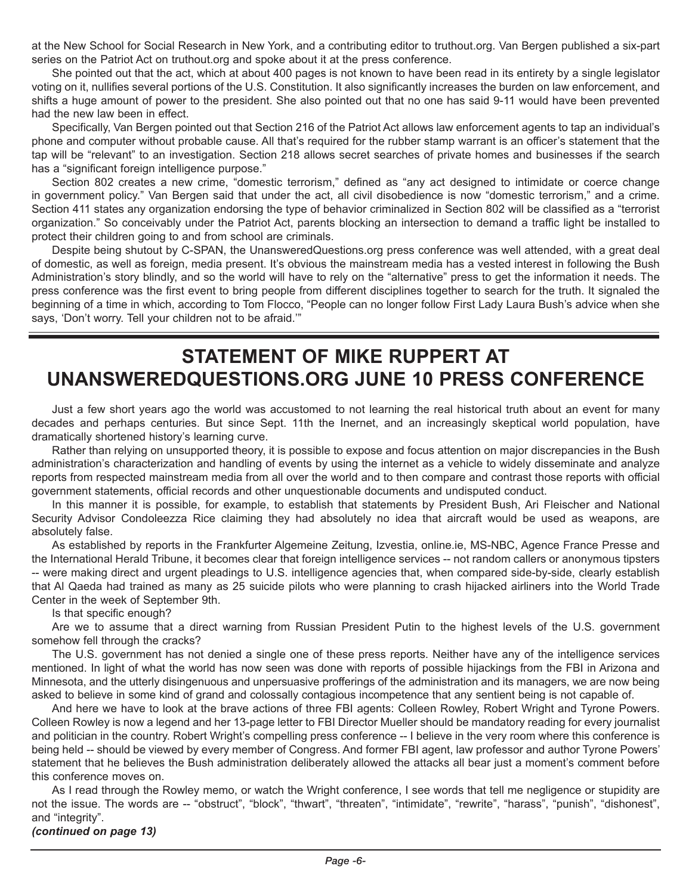at the New School for Social Research in New York, and a contributing editor to truthout.org. Van Bergen published a six-part series on the Patriot Act on truthout.org and spoke about it at the press conference.

She pointed out that the act, which at about 400 pages is not known to have been read in its entirety by a single legislator voting on it, nullifies several portions of the U.S. Constitution. It also significantly increases the burden on law enforcement, and shifts a huge amount of power to the president. She also pointed out that no one has said 9-11 would have been prevented had the new law been in effect.

Specifically, Van Bergen pointed out that Section 216 of the Patriot Act allows law enforcement agents to tap an individual's phone and computer without probable cause. All that's required for the rubber stamp warrant is an officer's statement that the tap will be "relevant" to an investigation. Section 218 allows secret searches of private homes and businesses if the search has a "significant foreign intelligence purpose."

Section 802 creates a new crime, "domestic terrorism," defined as "any act designed to intimidate or coerce change in government policy." Van Bergen said that under the act, all civil disobedience is now "domestic terrorism," and a crime. Section 411 states any organization endorsing the type of behavior criminalized in Section 802 will be classified as a "terrorist organization." So conceivably under the Patriot Act, parents blocking an intersection to demand a traffic light be installed to protect their children going to and from school are criminals.

Despite being shutout by C-SPAN, the UnansweredQuestions.org press conference was well attended, with a great deal of domestic, as well as foreign, media present. It's obvious the mainstream media has a vested interest in following the Bush Administration's story blindly, and so the world will have to rely on the "alternative" press to get the information it needs. The press conference was the first event to bring people from different disciplines together to search for the truth. It signaled the beginning of a time in which, according to Tom Flocco, "People can no longer follow First Lady Laura Bush's advice when she says, 'Don't worry. Tell your children not to be afraid.'"

---

# STATEMENT OF MIKE RUPPERT AT UNANSWEREDQUESTIONS.ORG JUNE 10 PRESS CONFERENCE

Just a few short years ago the world was accustomed to not learning the real historical truth about an event for many decades and perhaps centuries. But since Sept. 11th the Inernet, and an increasingly skeptical world population, have dramatically shortened history's learning curve.

Rather than relying on unsupported theory, it is possible to expose and focus attention on major discrepancies in the Bush administration's characterization and handling of events by using the internet as a vehicle to widely disseminate and analyze reports from respected mainstream media from all over the world and to then compare and contrast those reports with official government statements, official records and other unquestionable documents and undisputed conduct.

In this manner it is possible, for example, to establish that statements by President Bush, Ari Fleischer and National Security Advisor Condoleezza Rice claiming they had absolutely no idea that aircraft would be used as weapons, are absolutely false.

As established by reports in the Frankfurter Algemeine Zeitung, Izvestia, online.ie, MS-NBC, Agence France Presse and the International Herald Tribune, it becomes clear that foreign intelligence services -- not random callers or anonymous tipsters -- were making direct and urgent pleadings to U.S. intelligence agencies that, when compared side-by-side, clearly establish that Al Qaeda had trained as many as 25 suicide pilots who were planning to crash hijacked airliners into the World Trade Center in the week of September 9th.

Is that specific enough?

Are we to assume that a direct warning from Russian President Putin to the highest levels of the U.S. government somehow fell through the cracks?

The U.S. government has not denied a single one of these press reports. Neither have any of the intelligence services mentioned. In light of what the world has now seen was done with reports of possible hijackings from the FBI in Arizona and Minnesota, and the utterly disingenuous and unpersuasive profferings of the administration and its managers, we are now being asked to believe in some kind of grand and colossally contagious incompetence that any sentient being is not capable of.

And here we have to look at the brave actions of three FBI agents: Colleen Rowley, Robert Wright and Tyrone Powers. Colleen Rowley is now a legend and her 13-page letter to FBI Director Mueller should be mandatory reading for every journalist and politician in the country. Robert Wright's compelling press conference -- I believe in the very room where this conference is being held -- should be viewed by every member of Congress. And former FBI agent, law professor and author Tyrone Powers' statement that he believes the Bush administration deliberately allowed the attacks all bear just a moment's comment before this conference moves on.

As I read through the Rowley memo, or watch the Wright conference, I see words that tell me negligence or stupidity are not the issue. The words are -- "obstruct", "block", "thwart", "threaten", "intimidate", "rewrite", "harass", "punish", "dishonest", and "integrity".

***(continued on page 13)***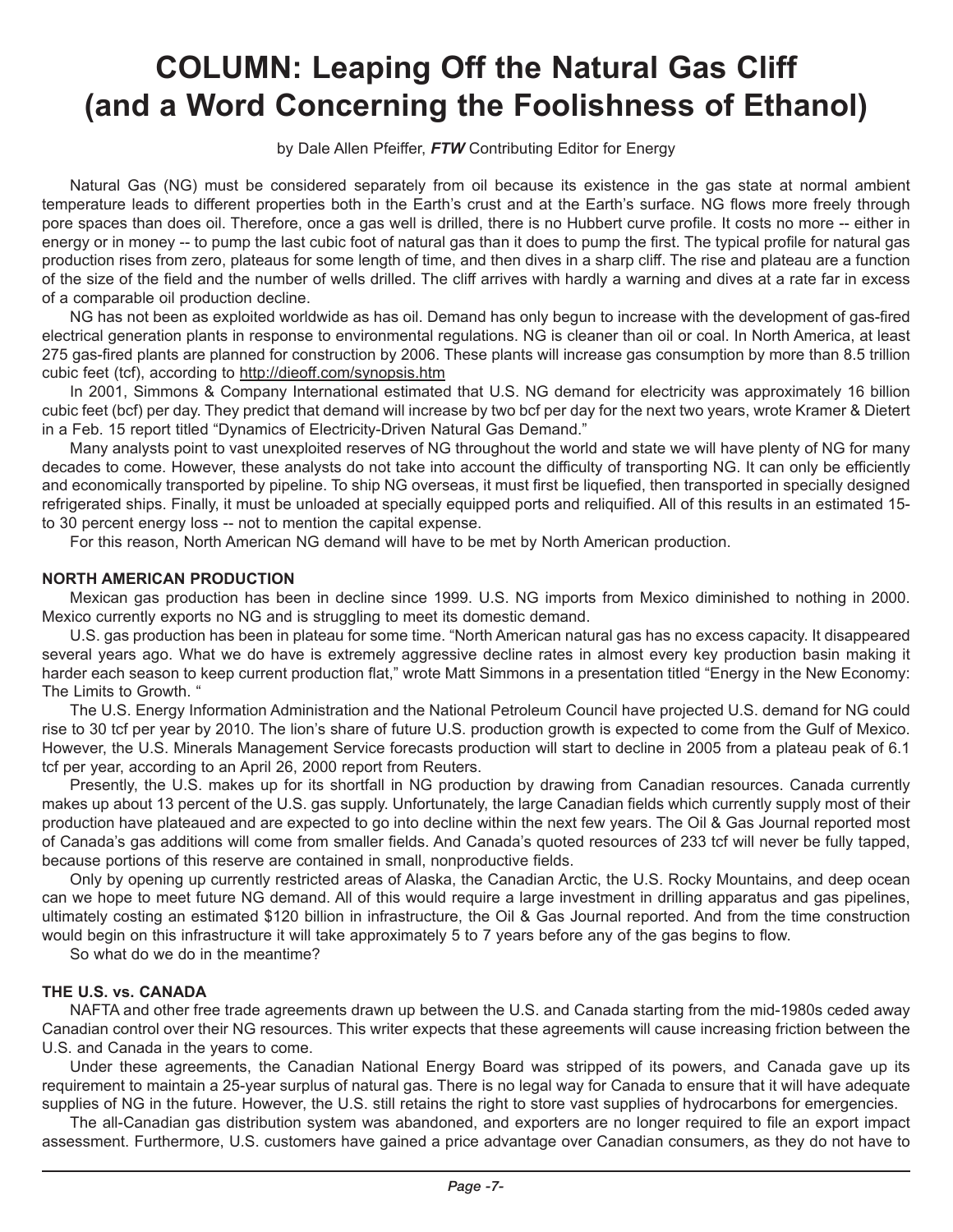# COLUMN: Leaping Off the Natural Gas Cliff (and a Word Concerning the Foolishness of Ethanol)

by Dale Allen Pfeiffer, ***FTW*** Contributing Editor for Energy

Natural Gas (NG) must be considered separately from oil because its existence in the gas state at normal ambient temperature leads to different properties both in the Earth's crust and at the Earth's surface. NG flows more freely through pore spaces than does oil. Therefore, once a gas well is drilled, there is no Hubbert curve profile. It costs no more -- either in energy or in money -- to pump the last cubic foot of natural gas than it does to pump the first. The typical profile for natural gas production rises from zero, plateaus for some length of time, and then dives in a sharp cliff. The rise and plateau are a function of the size of the field and the number of wells drilled. The cliff arrives with hardly a warning and dives at a rate far in excess of a comparable oil production decline.

NG has not been as exploited worldwide as has oil. Demand has only begun to increase with the development of gas-fired electrical generation plants in response to environmental regulations. NG is cleaner than oil or coal. In North America, at least 275 gas-fired plants are planned for construction by 2006. These plants will increase gas consumption by more than 8.5 trillion cubic feet (tcf), according to http://dieoff.com/synopsis.htm

In 2001, Simmons & Company International estimated that U.S. NG demand for electricity was approximately 16 billion cubic feet (bcf) per day. They predict that demand will increase by two bcf per day for the next two years, wrote Kramer & Dietert in a Feb. 15 report titled "Dynamics of Electricity-Driven Natural Gas Demand."

Many analysts point to vast unexploited reserves of NG throughout the world and state we will have plenty of NG for many decades to come. However, these analysts do not take into account the difficulty of transporting NG. It can only be efficiently and economically transported by pipeline. To ship NG overseas, it must first be liquefied, then transported in specially designed refrigerated ships. Finally, it must be unloaded at specially equipped ports and reliquified. All of this results in an estimated 15- to 30 percent energy loss -- not to mention the capital expense.

For this reason, North American NG demand will have to be met by North American production.

**NORTH AMERICAN PRODUCTION**

Mexican gas production has been in decline since 1999. U.S. NG imports from Mexico diminished to nothing in 2000. Mexico currently exports no NG and is struggling to meet its domestic demand.

U.S. gas production has been in plateau for some time. "North American natural gas has no excess capacity. It disappeared several years ago. What we do have is extremely aggressive decline rates in almost every key production basin making it harder each season to keep current production flat," wrote Matt Simmons in a presentation titled "Energy in the New Economy: The Limits to Growth. "

The U.S. Energy Information Administration and the National Petroleum Council have projected U.S. demand for NG could rise to 30 tcf per year by 2010. The lion's share of future U.S. production growth is expected to come from the Gulf of Mexico. However, the U.S. Minerals Management Service forecasts production will start to decline in 2005 from a plateau peak of 6.1 tcf per year, according to an April 26, 2000 report from Reuters.

Presently, the U.S. makes up for its shortfall in NG production by drawing from Canadian resources. Canada currently makes up about 13 percent of the U.S. gas supply. Unfortunately, the large Canadian fields which currently supply most of their production have plateaued and are expected to go into decline within the next few years. The Oil & Gas Journal reported most of Canada's gas additions will come from smaller fields. And Canada's quoted resources of 233 tcf will never be fully tapped, because portions of this reserve are contained in small, nonproductive fields.

Only by opening up currently restricted areas of Alaska, the Canadian Arctic, the U.S. Rocky Mountains, and deep ocean can we hope to meet future NG demand. All of this would require a large investment in drilling apparatus and gas pipelines, ultimately costing an estimated $120 billion in infrastructure, the Oil & Gas Journal reported. And from the time construction would begin on this infrastructure it will take approximately 5 to 7 years before any of the gas begins to flow.

So what do we do in the meantime?

**THE U.S. vs. CANADA**

NAFTA and other free trade agreements drawn up between the U.S. and Canada starting from the mid-1980s ceded away Canadian control over their NG resources. This writer expects that these agreements will cause increasing friction between the U.S. and Canada in the years to come.

Under these agreements, the Canadian National Energy Board was stripped of its powers, and Canada gave up its requirement to maintain a 25-year surplus of natural gas. There is no legal way for Canada to ensure that it will have adequate supplies of NG in the future. However, the U.S. still retains the right to store vast supplies of hydrocarbons for emergencies.

The all-Canadian gas distribution system was abandoned, and exporters are no longer required to file an export impact assessment. Furthermore, U.S. customers have gained a price advantage over Canadian consumers, as they do not have to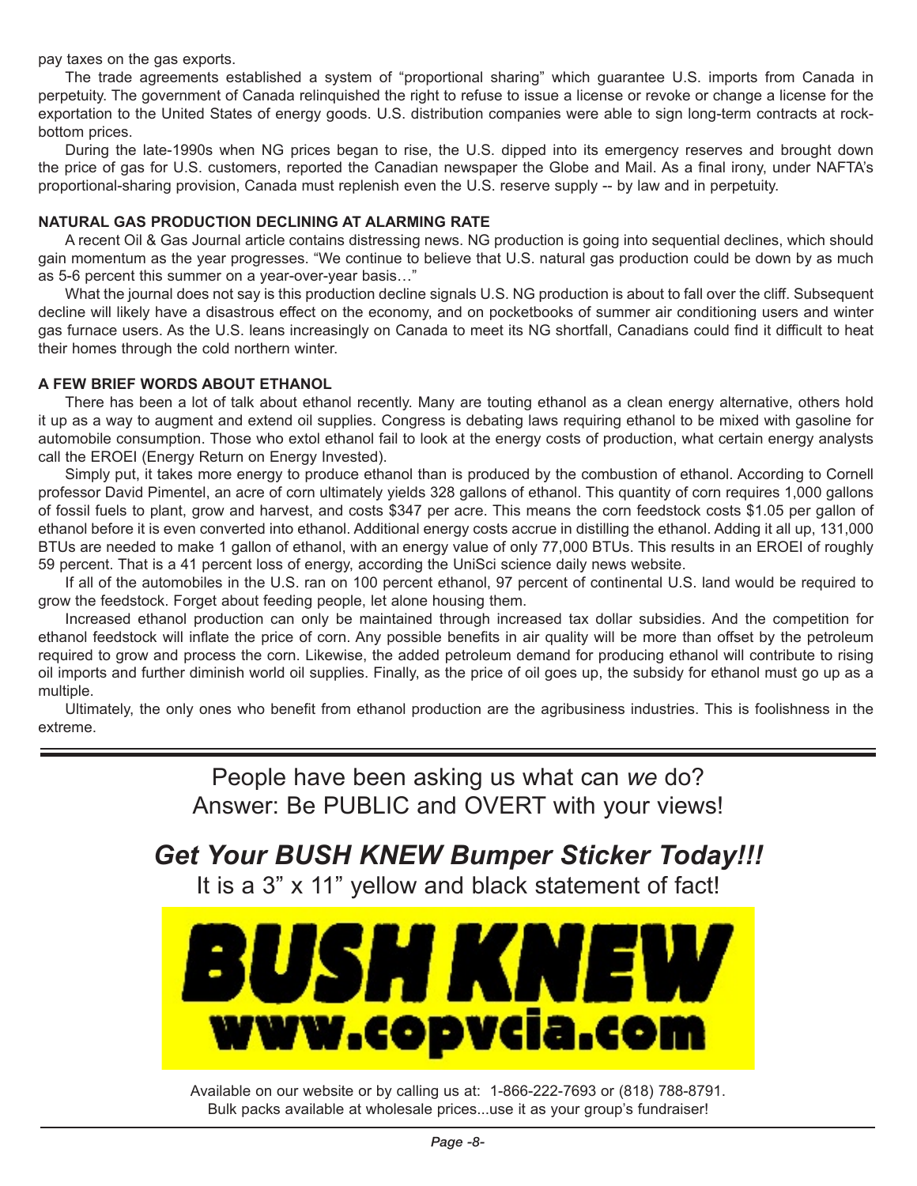pay taxes on the gas exports.

The trade agreements established a system of "proportional sharing" which guarantee U.S. imports from Canada in perpetuity. The government of Canada relinquished the right to refuse to issue a license or revoke or change a license for the exportation to the United States of energy goods. U.S. distribution companies were able to sign long-term contracts at rock-bottom prices.

During the late-1990s when NG prices began to rise, the U.S. dipped into its emergency reserves and brought down the price of gas for U.S. customers, reported the Canadian newspaper the Globe and Mail. As a final irony, under NAFTA's proportional-sharing provision, Canada must replenish even the U.S. reserve supply -- by law and in perpetuity.

**NATURAL GAS PRODUCTION DECLINING AT ALARMING RATE**

A recent Oil & Gas Journal article contains distressing news. NG production is going into sequential declines, which should gain momentum as the year progresses. "We continue to believe that U.S. natural gas production could be down by as much as 5-6 percent this summer on a year-over-year basis…"

What the journal does not say is this production decline signals U.S. NG production is about to fall over the cliff. Subsequent decline will likely have a disastrous effect on the economy, and on pocketbooks of summer air conditioning users and winter gas furnace users. As the U.S. leans increasingly on Canada to meet its NG shortfall, Canadians could find it difficult to heat their homes through the cold northern winter.

**A FEW BRIEF WORDS ABOUT ETHANOL**

There has been a lot of talk about ethanol recently. Many are touting ethanol as a clean energy alternative, others hold it up as a way to augment and extend oil supplies. Congress is debating laws requiring ethanol to be mixed with gasoline for automobile consumption. Those who extol ethanol fail to look at the energy costs of production, what certain energy analysts call the EROEI (Energy Return on Energy Invested).

Simply put, it takes more energy to produce ethanol than is produced by the combustion of ethanol. According to Cornell professor David Pimentel, an acre of corn ultimately yields 328 gallons of ethanol. This quantity of corn requires 1,000 gallons of fossil fuels to plant, grow and harvest, and costs $347 per acre. This means the corn feedstock costs $1.05 per gallon of ethanol before it is even converted into ethanol. Additional energy costs accrue in distilling the ethanol. Adding it all up, 131,000 BTUs are needed to make 1 gallon of ethanol, with an energy value of only 77,000 BTUs. This results in an EROEI of roughly 59 percent. That is a 41 percent loss of energy, according the UniSci science daily news website.

If all of the automobiles in the U.S. ran on 100 percent ethanol, 97 percent of continental U.S. land would be required to grow the feedstock. Forget about feeding people, let alone housing them.

Increased ethanol production can only be maintained through increased tax dollar subsidies. And the competition for ethanol feedstock will inflate the price of corn. Any possible benefits in air quality will be more than offset by the petroleum required to grow and process the corn. Likewise, the added petroleum demand for producing ethanol will contribute to rising oil imports and further diminish world oil supplies. Finally, as the price of oil goes up, the subsidy for ethanol must go up as a multiple.

Ultimately, the only ones who benefit from ethanol production are the agribusiness industries. This is foolishness in the extreme.

---

People have been asking us what can *we* do?
Answer: Be PUBLIC and OVERT with your views!

## *Get Your BUSH KNEW Bumper Sticker Today!!!*

It is a 3" x 11" yellow and black statement of fact!

**BUSH KNEW**
**www.copvcia.com**

Available on our website or by calling us at: 1-866-222-7693 or (818) 788-8791.
Bulk packs available at wholesale prices...use it as your group's fundraiser!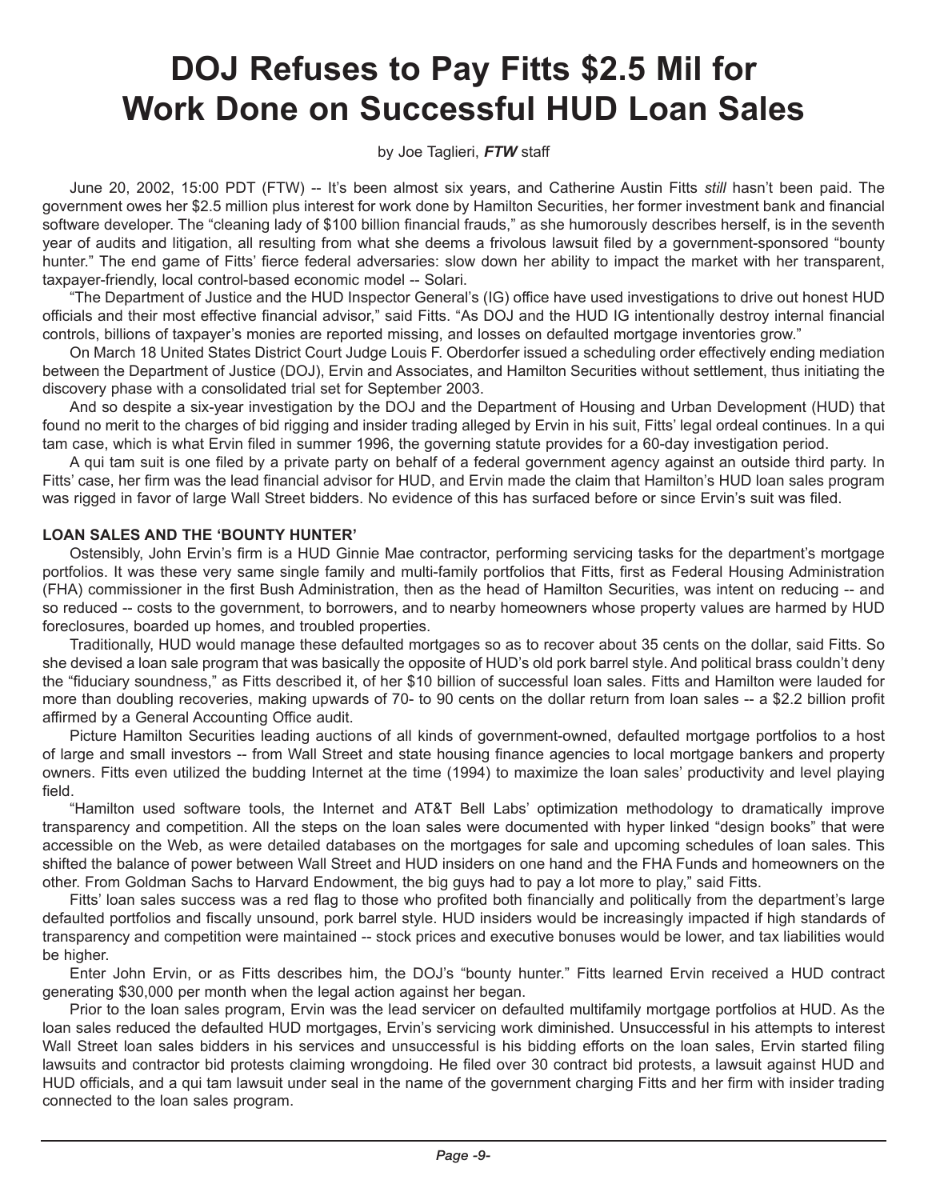# DOJ Refuses to Pay Fitts $2.5 Mil for Work Done on Successful HUD Loan Sales

by Joe Taglieri, ***FTW*** staff

June 20, 2002, 15:00 PDT (FTW) -- It's been almost six years, and Catherine Austin Fitts *still* hasn't been paid. The government owes her $2.5 million plus interest for work done by Hamilton Securities, her former investment bank and financial software developer. The "cleaning lady of $100 billion financial frauds," as she humorously describes herself, is in the seventh year of audits and litigation, all resulting from what she deems a frivolous lawsuit filed by a government-sponsored "bounty hunter." The end game of Fitts' fierce federal adversaries: slow down her ability to impact the market with her transparent, taxpayer-friendly, local control-based economic model -- Solari.

"The Department of Justice and the HUD Inspector General's (IG) office have used investigations to drive out honest HUD officials and their most effective financial advisor," said Fitts. "As DOJ and the HUD IG intentionally destroy internal financial controls, billions of taxpayer's monies are reported missing, and losses on defaulted mortgage inventories grow."

On March 18 United States District Court Judge Louis F. Oberdorfer issued a scheduling order effectively ending mediation between the Department of Justice (DOJ), Ervin and Associates, and Hamilton Securities without settlement, thus initiating the discovery phase with a consolidated trial set for September 2003.

And so despite a six-year investigation by the DOJ and the Department of Housing and Urban Development (HUD) that found no merit to the charges of bid rigging and insider trading alleged by Ervin in his suit, Fitts' legal ordeal continues. In a qui tam case, which is what Ervin filed in summer 1996, the governing statute provides for a 60-day investigation period.

A qui tam suit is one filed by a private party on behalf of a federal government agency against an outside third party. In Fitts' case, her firm was the lead financial advisor for HUD, and Ervin made the claim that Hamilton's HUD loan sales program was rigged in favor of large Wall Street bidders. No evidence of this has surfaced before or since Ervin's suit was filed.

**LOAN SALES AND THE 'BOUNTY HUNTER'**

Ostensibly, John Ervin's firm is a HUD Ginnie Mae contractor, performing servicing tasks for the department's mortgage portfolios. It was these very same single family and multi-family portfolios that Fitts, first as Federal Housing Administration (FHA) commissioner in the first Bush Administration, then as the head of Hamilton Securities, was intent on reducing -- and so reduced -- costs to the government, to borrowers, and to nearby homeowners whose property values are harmed by HUD foreclosures, boarded up homes, and troubled properties.

Traditionally, HUD would manage these defaulted mortgages so as to recover about 35 cents on the dollar, said Fitts. So she devised a loan sale program that was basically the opposite of HUD's old pork barrel style. And political brass couldn't deny the "fiduciary soundness," as Fitts described it, of her $10 billion of successful loan sales. Fitts and Hamilton were lauded for more than doubling recoveries, making upwards of 70- to 90 cents on the dollar return from loan sales -- a $2.2 billion profit affirmed by a General Accounting Office audit.

Picture Hamilton Securities leading auctions of all kinds of government-owned, defaulted mortgage portfolios to a host of large and small investors -- from Wall Street and state housing finance agencies to local mortgage bankers and property owners. Fitts even utilized the budding Internet at the time (1994) to maximize the loan sales' productivity and level playing field.

"Hamilton used software tools, the Internet and AT&T Bell Labs' optimization methodology to dramatically improve transparency and competition. All the steps on the loan sales were documented with hyper linked "design books" that were accessible on the Web, as were detailed databases on the mortgages for sale and upcoming schedules of loan sales. This shifted the balance of power between Wall Street and HUD insiders on one hand and the FHA Funds and homeowners on the other. From Goldman Sachs to Harvard Endowment, the big guys had to pay a lot more to play," said Fitts.

Fitts' loan sales success was a red flag to those who profited both financially and politically from the department's large defaulted portfolios and fiscally unsound, pork barrel style. HUD insiders would be increasingly impacted if high standards of transparency and competition were maintained -- stock prices and executive bonuses would be lower, and tax liabilities would be higher.

Enter John Ervin, or as Fitts describes him, the DOJ's "bounty hunter." Fitts learned Ervin received a HUD contract generating $30,000 per month when the legal action against her began.

Prior to the loan sales program, Ervin was the lead servicer on defaulted multifamily mortgage portfolios at HUD. As the loan sales reduced the defaulted HUD mortgages, Ervin's servicing work diminished. Unsuccessful in his attempts to interest Wall Street loan sales bidders in his services and unsuccessful is his bidding efforts on the loan sales, Ervin started filing lawsuits and contractor bid protests claiming wrongdoing. He filed over 30 contract bid protests, a lawsuit against HUD and HUD officials, and a qui tam lawsuit under seal in the name of the government charging Fitts and her firm with insider trading connected to the loan sales program.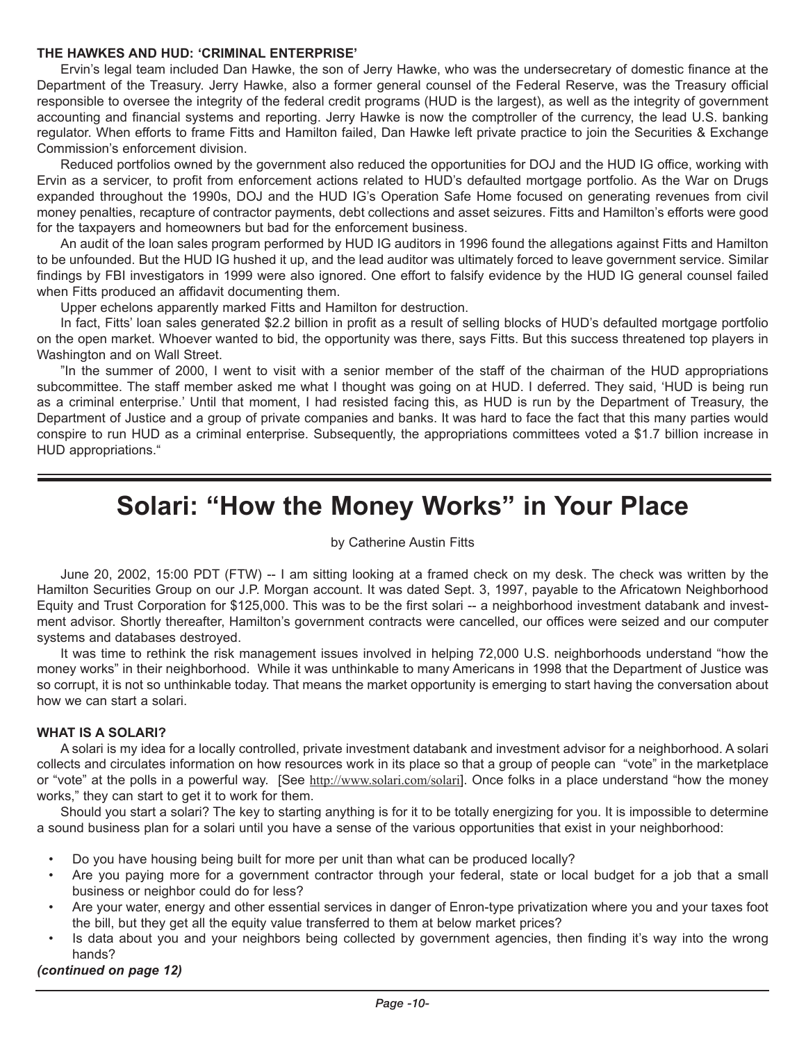### THE HAWKES AND HUD: 'CRIMINAL ENTERPRISE'

Ervin's legal team included Dan Hawke, the son of Jerry Hawke, who was the undersecretary of domestic finance at the Department of the Treasury. Jerry Hawke, also a former general counsel of the Federal Reserve, was the Treasury official responsible to oversee the integrity of the federal credit programs (HUD is the largest), as well as the integrity of government accounting and financial systems and reporting. Jerry Hawke is now the comptroller of the currency, the lead U.S. banking regulator. When efforts to frame Fitts and Hamilton failed, Dan Hawke left private practice to join the Securities & Exchange Commission's enforcement division.

Reduced portfolios owned by the government also reduced the opportunities for DOJ and the HUD IG office, working with Ervin as a servicer, to profit from enforcement actions related to HUD's defaulted mortgage portfolio. As the War on Drugs expanded throughout the 1990s, DOJ and the HUD IG's Operation Safe Home focused on generating revenues from civil money penalties, recapture of contractor payments, debt collections and asset seizures. Fitts and Hamilton's efforts were good for the taxpayers and homeowners but bad for the enforcement business.

An audit of the loan sales program performed by HUD IG auditors in 1996 found the allegations against Fitts and Hamilton to be unfounded. But the HUD IG hushed it up, and the lead auditor was ultimately forced to leave government service. Similar findings by FBI investigators in 1999 were also ignored. One effort to falsify evidence by the HUD IG general counsel failed when Fitts produced an affidavit documenting them.

Upper echelons apparently marked Fitts and Hamilton for destruction.

In fact, Fitts' loan sales generated $2.2 billion in profit as a result of selling blocks of HUD's defaulted mortgage portfolio on the open market. Whoever wanted to bid, the opportunity was there, says Fitts. But this success threatened top players in Washington and on Wall Street.

"In the summer of 2000, I went to visit with a senior member of the staff of the chairman of the HUD appropriations subcommittee. The staff member asked me what I thought was going on at HUD. I deferred. They said, 'HUD is being run as a criminal enterprise.' Until that moment, I had resisted facing this, as HUD is run by the Department of Treasury, the Department of Justice and a group of private companies and banks. It was hard to face the fact that this many parties would conspire to run HUD as a criminal enterprise. Subsequently, the appropriations committees voted a $1.7 billion increase in HUD appropriations."

---

# Solari: "How the Money Works" in Your Place

by Catherine Austin Fitts

June 20, 2002, 15:00 PDT (FTW) -- I am sitting looking at a framed check on my desk. The check was written by the Hamilton Securities Group on our J.P. Morgan account. It was dated Sept. 3, 1997, payable to the Africatown Neighborhood Equity and Trust Corporation for $125,000. This was to be the first solari -- a neighborhood investment databank and investment advisor. Shortly thereafter, Hamilton's government contracts were cancelled, our offices were seized and our computer systems and databases destroyed.

It was time to rethink the risk management issues involved in helping 72,000 U.S. neighborhoods understand "how the money works" in their neighborhood. While it was unthinkable to many Americans in 1998 that the Department of Justice was so corrupt, it is not so unthinkable today. That means the market opportunity is emerging to start having the conversation about how we can start a solari.

### WHAT IS A SOLARI?

A solari is my idea for a locally controlled, private investment databank and investment advisor for a neighborhood. A solari collects and circulates information on how resources work in its place so that a group of people can "vote" in the marketplace or "vote" at the polls in a powerful way. [See http://www.solari.com/solari]. Once folks in a place understand "how the money works," they can start to get it to work for them.

Should you start a solari? The key to starting anything is for it to be totally energizing for you. It is impossible to determine a sound business plan for a solari until you have a sense of the various opportunities that exist in your neighborhood:

- Do you have housing being built for more per unit than what can be produced locally?
- Are you paying more for a government contractor through your federal, state or local budget for a job that a small business or neighbor could do for less?
- Are your water, energy and other essential services in danger of Enron-type privatization where you and your taxes foot the bill, but they get all the equity value transferred to them at below market prices?
- Is data about you and your neighbors being collected by government agencies, then finding it's way into the wrong hands?

***(continued on page 12)***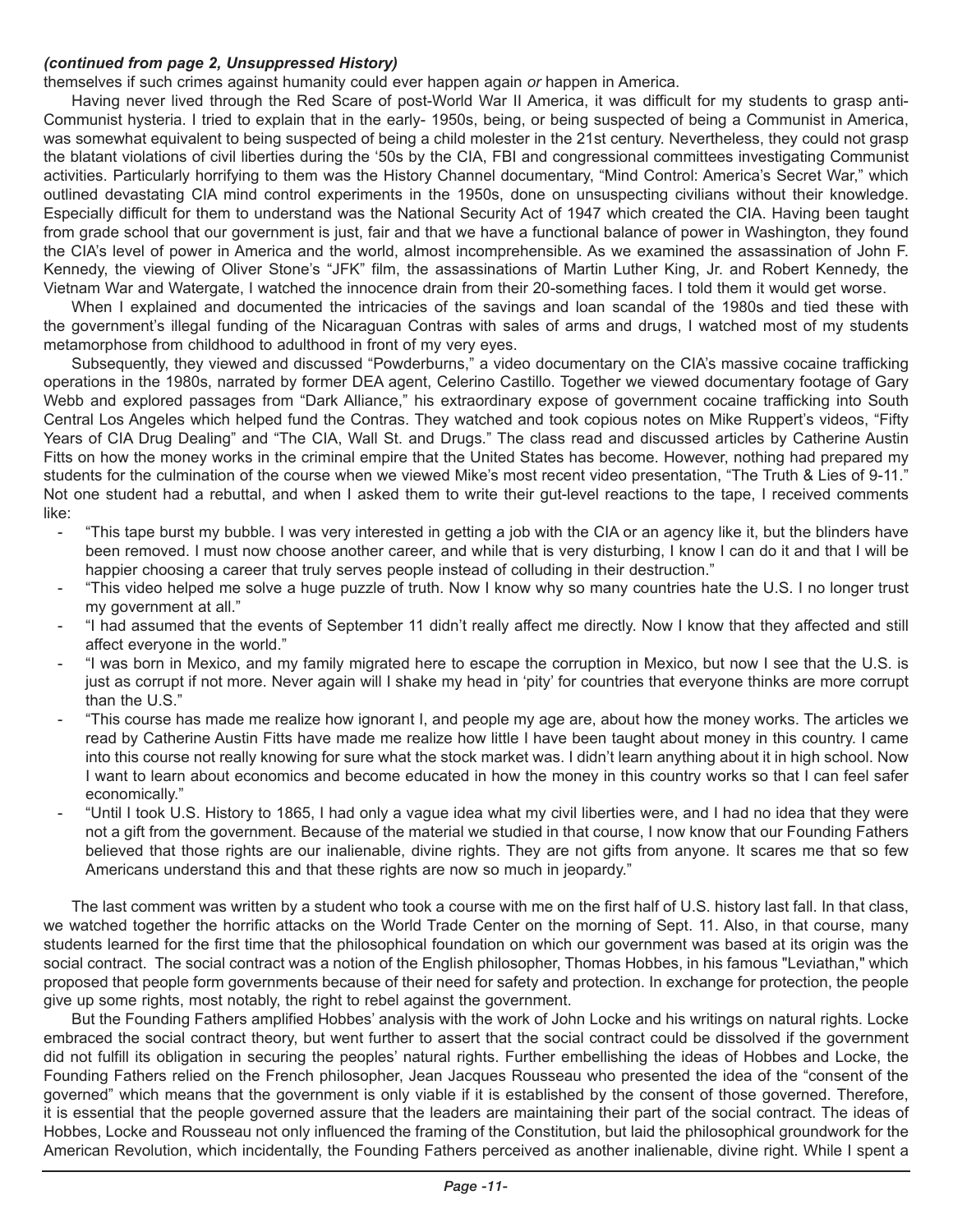***(continued from page 2, Unsuppressed History)***

themselves if such crimes against humanity could ever happen again *or* happen in America.

Having never lived through the Red Scare of post-World War II America, it was difficult for my students to grasp anti-Communist hysteria. I tried to explain that in the early- 1950s, being, or being suspected of being a Communist in America, was somewhat equivalent to being suspected of being a child molester in the 21st century. Nevertheless, they could not grasp the blatant violations of civil liberties during the '50s by the CIA, FBI and congressional committees investigating Communist activities. Particularly horrifying to them was the History Channel documentary, "Mind Control: America's Secret War," which outlined devastating CIA mind control experiments in the 1950s, done on unsuspecting civilians without their knowledge. Especially difficult for them to understand was the National Security Act of 1947 which created the CIA. Having been taught from grade school that our government is just, fair and that we have a functional balance of power in Washington, they found the CIA's level of power in America and the world, almost incomprehensible. As we examined the assassination of John F. Kennedy, the viewing of Oliver Stone's "JFK" film, the assassinations of Martin Luther King, Jr. and Robert Kennedy, the Vietnam War and Watergate, I watched the innocence drain from their 20-something faces. I told them it would get worse.

When I explained and documented the intricacies of the savings and loan scandal of the 1980s and tied these with the government's illegal funding of the Nicaraguan Contras with sales of arms and drugs, I watched most of my students metamorphose from childhood to adulthood in front of my very eyes.

Subsequently, they viewed and discussed "Powderburns," a video documentary on the CIA's massive cocaine trafficking operations in the 1980s, narrated by former DEA agent, Celerino Castillo. Together we viewed documentary footage of Gary Webb and explored passages from "Dark Alliance," his extraordinary expose of government cocaine trafficking into South Central Los Angeles which helped fund the Contras. They watched and took copious notes on Mike Ruppert's videos, "Fifty Years of CIA Drug Dealing" and "The CIA, Wall St. and Drugs." The class read and discussed articles by Catherine Austin Fitts on how the money works in the criminal empire that the United States has become. However, nothing had prepared my students for the culmination of the course when we viewed Mike's most recent video presentation, "The Truth & Lies of 9-11." Not one student had a rebuttal, and when I asked them to write their gut-level reactions to the tape, I received comments like:

- "This tape burst my bubble. I was very interested in getting a job with the CIA or an agency like it, but the blinders have been removed. I must now choose another career, and while that is very disturbing, I know I can do it and that I will be happier choosing a career that truly serves people instead of colluding in their destruction."
- "This video helped me solve a huge puzzle of truth. Now I know why so many countries hate the U.S. I no longer trust my government at all."
- "I had assumed that the events of September 11 didn't really affect me directly. Now I know that they affected and still affect everyone in the world."
- "I was born in Mexico, and my family migrated here to escape the corruption in Mexico, but now I see that the U.S. is just as corrupt if not more. Never again will I shake my head in 'pity' for countries that everyone thinks are more corrupt than the U.S."
- "This course has made me realize how ignorant I, and people my age are, about how the money works. The articles we read by Catherine Austin Fitts have made me realize how little I have been taught about money in this country. I came into this course not really knowing for sure what the stock market was. I didn't learn anything about it in high school. Now I want to learn about economics and become educated in how the money in this country works so that I can feel safer economically."
- "Until I took U.S. History to 1865, I had only a vague idea what my civil liberties were, and I had no idea that they were not a gift from the government. Because of the material we studied in that course, I now know that our Founding Fathers believed that those rights are our inalienable, divine rights. They are not gifts from anyone. It scares me that so few Americans understand this and that these rights are now so much in jeopardy."

The last comment was written by a student who took a course with me on the first half of U.S. history last fall. In that class, we watched together the horrific attacks on the World Trade Center on the morning of Sept. 11. Also, in that course, many students learned for the first time that the philosophical foundation on which our government was based at its origin was the social contract. The social contract was a notion of the English philosopher, Thomas Hobbes, in his famous "Leviathan," which proposed that people form governments because of their need for safety and protection. In exchange for protection, the people give up some rights, most notably, the right to rebel against the government.

But the Founding Fathers amplified Hobbes' analysis with the work of John Locke and his writings on natural rights. Locke embraced the social contract theory, but went further to assert that the social contract could be dissolved if the government did not fulfill its obligation in securing the peoples' natural rights. Further embellishing the ideas of Hobbes and Locke, the Founding Fathers relied on the French philosopher, Jean Jacques Rousseau who presented the idea of the "consent of the governed" which means that the government is only viable if it is established by the consent of those governed. Therefore, it is essential that the people governed assure that the leaders are maintaining their part of the social contract. The ideas of Hobbes, Locke and Rousseau not only influenced the framing of the Constitution, but laid the philosophical groundwork for the American Revolution, which incidentally, the Founding Fathers perceived as another inalienable, divine right. While I spent a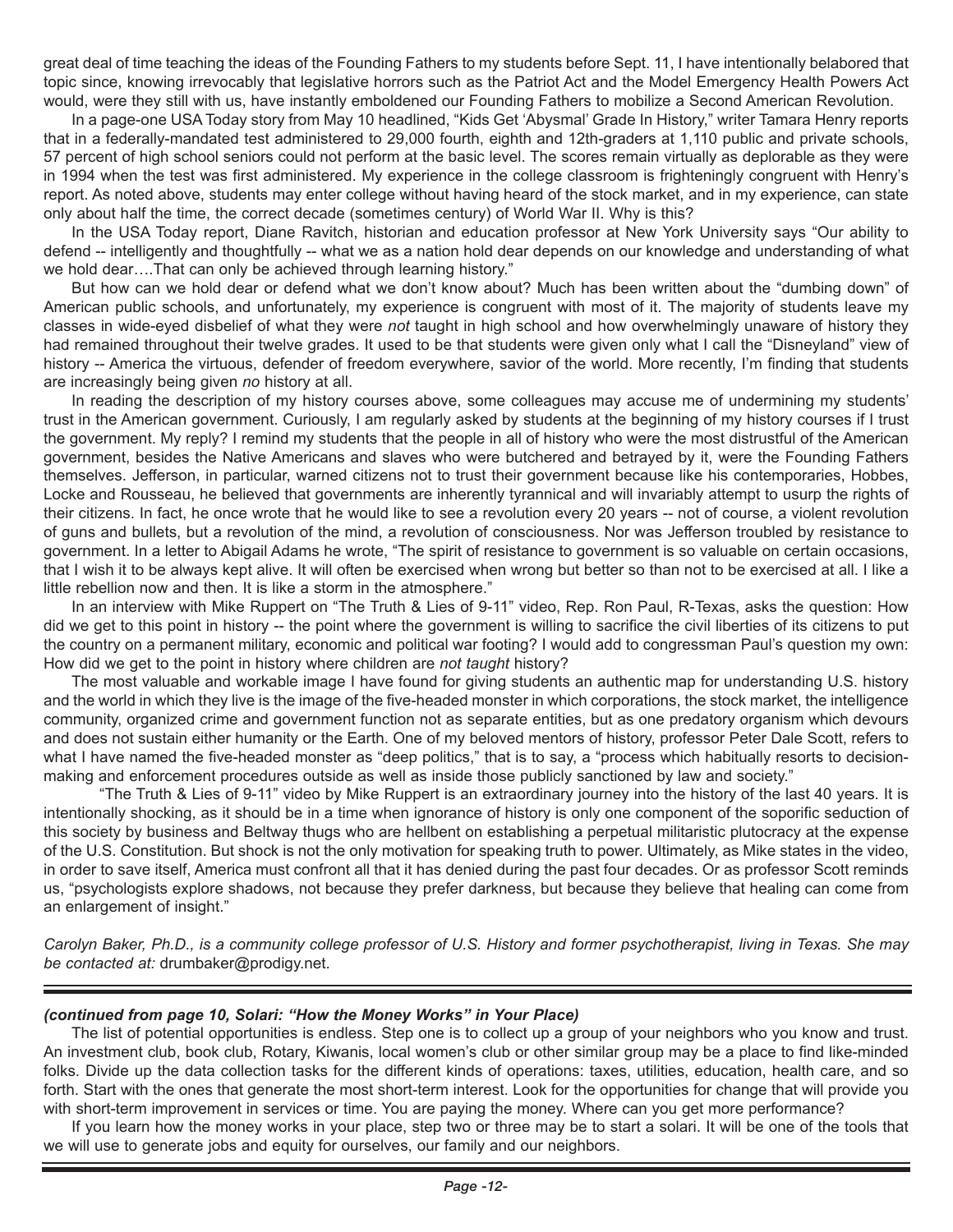great deal of time teaching the ideas of the Founding Fathers to my students before Sept. 11, I have intentionally belabored that topic since, knowing irrevocably that legislative horrors such as the Patriot Act and the Model Emergency Health Powers Act would, were they still with us, have instantly emboldened our Founding Fathers to mobilize a Second American Revolution.

In a page-one USA Today story from May 10 headlined, "Kids Get 'Abysmal' Grade In History," writer Tamara Henry reports that in a federally-mandated test administered to 29,000 fourth, eighth and 12th-graders at 1,110 public and private schools, 57 percent of high school seniors could not perform at the basic level. The scores remain virtually as deplorable as they were in 1994 when the test was first administered. My experience in the college classroom is frighteningly congruent with Henry's report. As noted above, students may enter college without having heard of the stock market, and in my experience, can state only about half the time, the correct decade (sometimes century) of World War II. Why is this?

In the USA Today report, Diane Ravitch, historian and education professor at New York University says "Our ability to defend -- intelligently and thoughtfully -- what we as a nation hold dear depends on our knowledge and understanding of what we hold dear….That can only be achieved through learning history."

But how can we hold dear or defend what we don't know about? Much has been written about the "dumbing down" of American public schools, and unfortunately, my experience is congruent with most of it. The majority of students leave my classes in wide-eyed disbelief of what they were *not* taught in high school and how overwhelmingly unaware of history they had remained throughout their twelve grades. It used to be that students were given only what I call the "Disneyland" view of history -- America the virtuous, defender of freedom everywhere, savior of the world. More recently, I'm finding that students are increasingly being given *no* history at all.

In reading the description of my history courses above, some colleagues may accuse me of undermining my students' trust in the American government. Curiously, I am regularly asked by students at the beginning of my history courses if I trust the government. My reply? I remind my students that the people in all of history who were the most distrustful of the American government, besides the Native Americans and slaves who were butchered and betrayed by it, were the Founding Fathers themselves. Jefferson, in particular, warned citizens not to trust their government because like his contemporaries, Hobbes, Locke and Rousseau, he believed that governments are inherently tyrannical and will invariably attempt to usurp the rights of their citizens. In fact, he once wrote that he would like to see a revolution every 20 years -- not of course, a violent revolution of guns and bullets, but a revolution of the mind, a revolution of consciousness. Nor was Jefferson troubled by resistance to government. In a letter to Abigail Adams he wrote, "The spirit of resistance to government is so valuable on certain occasions, that I wish it to be always kept alive. It will often be exercised when wrong but better so than not to be exercised at all. I like a little rebellion now and then. It is like a storm in the atmosphere."

In an interview with Mike Ruppert on "The Truth & Lies of 9-11" video, Rep. Ron Paul, R-Texas, asks the question: How did we get to this point in history -- the point where the government is willing to sacrifice the civil liberties of its citizens to put the country on a permanent military, economic and political war footing? I would add to congressman Paul's question my own: How did we get to the point in history where children are *not taught* history?

The most valuable and workable image I have found for giving students an authentic map for understanding U.S. history and the world in which they live is the image of the five-headed monster in which corporations, the stock market, the intelligence community, organized crime and government function not as separate entities, but as one predatory organism which devours and does not sustain either humanity or the Earth. One of my beloved mentors of history, professor Peter Dale Scott, refers to what I have named the five-headed monster as "deep politics," that is to say, a "process which habitually resorts to decision-making and enforcement procedures outside as well as inside those publicly sanctioned by law and society."

"The Truth & Lies of 9-11" video by Mike Ruppert is an extraordinary journey into the history of the last 40 years. It is intentionally shocking, as it should be in a time when ignorance of history is only one component of the soporific seduction of this society by business and Beltway thugs who are hellbent on establishing a perpetual militaristic plutocracy at the expense of the U.S. Constitution. But shock is not the only motivation for speaking truth to power. Ultimately, as Mike states in the video, in order to save itself, America must confront all that it has denied during the past four decades. Or as professor Scott reminds us, "psychologists explore shadows, not because they prefer darkness, but because they believe that healing can come from an enlargement of insight."

*Carolyn Baker, Ph.D., is a community college professor of U.S. History and former psychotherapist, living in Texas. She may be contacted at:* drumbaker@prodigy.net.

---

***(continued from page 10, Solari: "How the Money Works" in Your Place)***

The list of potential opportunities is endless. Step one is to collect up a group of your neighbors who you know and trust. An investment club, book club, Rotary, Kiwanis, local women's club or other similar group may be a place to find like-minded folks. Divide up the data collection tasks for the different kinds of operations: taxes, utilities, education, health care, and so forth. Start with the ones that generate the most short-term interest. Look for the opportunities for change that will provide you with short-term improvement in services or time. You are paying the money. Where can you get more performance?

If you learn how the money works in your place, step two or three may be to start a solari. It will be one of the tools that we will use to generate jobs and equity for ourselves, our family and our neighbors.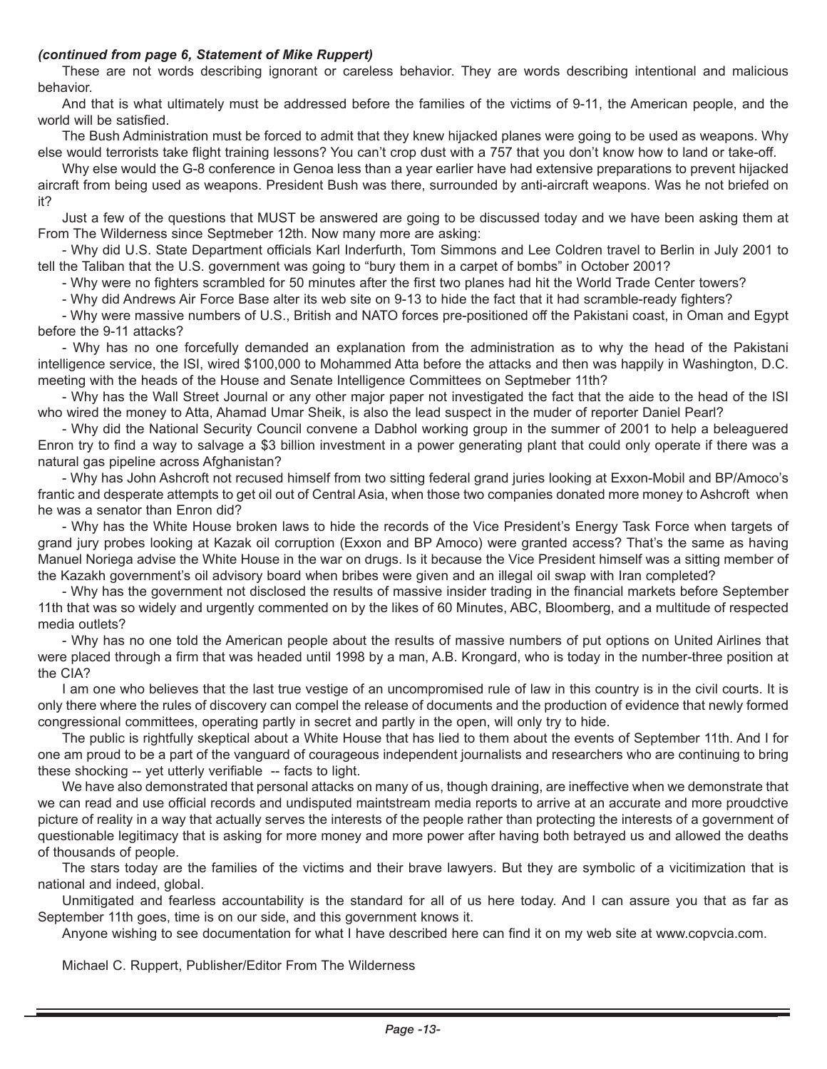***(continued from page 6, Statement of Mike Ruppert)***

These are not words describing ignorant or careless behavior. They are words describing intentional and malicious behavior.

And that is what ultimately must be addressed before the families of the victims of 9-11, the American people, and the world will be satisfied.

The Bush Administration must be forced to admit that they knew hijacked planes were going to be used as weapons. Why else would terrorists take flight training lessons? You can't crop dust with a 757 that you don't know how to land or take-off.

Why else would the G-8 conference in Genoa less than a year earlier have had extensive preparations to prevent hijacked aircraft from being used as weapons. President Bush was there, surrounded by anti-aircraft weapons. Was he not briefed on it?

Just a few of the questions that MUST be answered are going to be discussed today and we have been asking them at From The Wilderness since Septmeber 12th. Now many more are asking:

- Why did U.S. State Department officials Karl Inderfurth, Tom Simmons and Lee Coldren travel to Berlin in July 2001 to tell the Taliban that the U.S. government was going to "bury them in a carpet of bombs" in October 2001?
- Why were no fighters scrambled for 50 minutes after the first two planes had hit the World Trade Center towers?
- Why did Andrews Air Force Base alter its web site on 9-13 to hide the fact that it had scramble-ready fighters?
- Why were massive numbers of U.S., British and NATO forces pre-positioned off the Pakistani coast, in Oman and Egypt before the 9-11 attacks?
- Why has no one forcefully demanded an explanation from the administration as to why the head of the Pakistani intelligence service, the ISI, wired $100,000 to Mohammed Atta before the attacks and then was happily in Washington, D.C. meeting with the heads of the House and Senate Intelligence Committees on Septmeber 11th?
- Why has the Wall Street Journal or any other major paper not investigated the fact that the aide to the head of the ISI who wired the money to Atta, Ahamad Umar Sheik, is also the lead suspect in the muder of reporter Daniel Pearl?
- Why did the National Security Council convene a Dabhol working group in the summer of 2001 to help a beleaguered Enron try to find a way to salvage a $3 billion investment in a power generating plant that could only operate if there was a natural gas pipeline across Afghanistan?
- Why has John Ashcroft not recused himself from two sitting federal grand juries looking at Exxon-Mobil and BP/Amoco's frantic and desperate attempts to get oil out of Central Asia, when those two companies donated more money to Ashcroft when he was a senator than Enron did?
- Why has the White House broken laws to hide the records of the Vice President's Energy Task Force when targets of grand jury probes looking at Kazak oil corruption (Exxon and BP Amoco) were granted access? That's the same as having Manuel Noriega advise the White House in the war on drugs. Is it because the Vice President himself was a sitting member of the Kazakh government's oil advisory board when bribes were given and an illegal oil swap with Iran completed?
- Why has the government not disclosed the results of massive insider trading in the financial markets before September 11th that was so widely and urgently commented on by the likes of 60 Minutes, ABC, Bloomberg, and a multitude of respected media outlets?
- Why has no one told the American people about the results of massive numbers of put options on United Airlines that were placed through a firm that was headed until 1998 by a man, A.B. Krongard, who is today in the number-three position at the CIA?

I am one who believes that the last true vestige of an uncompromised rule of law in this country is in the civil courts. It is only there where the rules of discovery can compel the release of documents and the production of evidence that newly formed congressional committees, operating partly in secret and partly in the open, will only try to hide.

The public is rightfully skeptical about a White House that has lied to them about the events of September 11th. And I for one am proud to be a part of the vanguard of courageous independent journalists and researchers who are continuing to bring these shocking -- yet utterly verifiable -- facts to light.

We have also demonstrated that personal attacks on many of us, though draining, are ineffective when we demonstrate that we can read and use official records and undisputed maintstream media reports to arrive at an accurate and more proudctive picture of reality in a way that actually serves the interests of the people rather than protecting the interests of a government of questionable legitimacy that is asking for more money and more power after having both betrayed us and allowed the deaths of thousands of people.

The stars today are the families of the victims and their brave lawyers. But they are symbolic of a vicitimization that is national and indeed, global.

Unmitigated and fearless accountability is the standard for all of us here today. And I can assure you that as far as September 11th goes, time is on our side, and this government knows it.

Anyone wishing to see documentation for what I have described here can find it on my web site at www.copvcia.com.

Michael C. Ruppert, Publisher/Editor From The Wilderness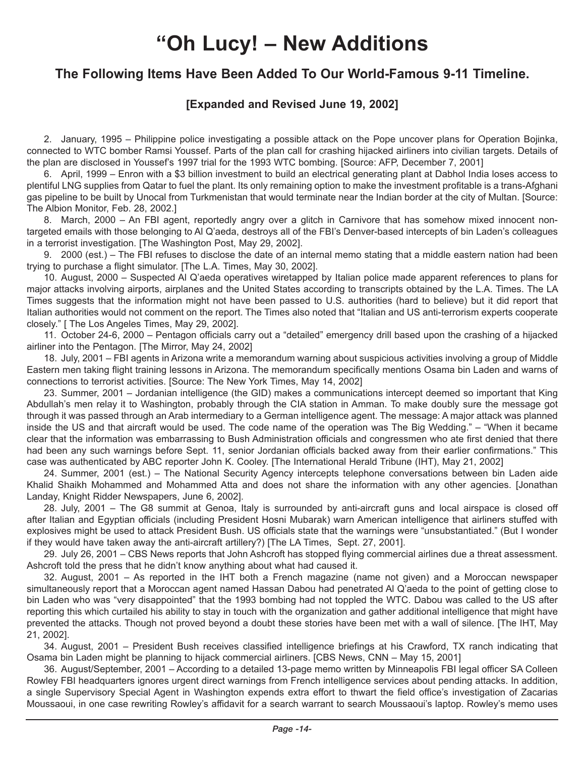# "Oh Lucy! – New Additions

## The Following Items Have Been Added To Our World-Famous 9-11 Timeline.

### [Expanded and Revised June 19, 2002]

2. January, 1995 – Philippine police investigating a possible attack on the Pope uncover plans for Operation Bojinka, connected to WTC bomber Ramsi Youssef. Parts of the plan call for crashing hijacked airliners into civilian targets. Details of the plan are disclosed in Youssef's 1997 trial for the 1993 WTC bombing. [Source: AFP, December 7, 2001]

6. April, 1999 – Enron with a $3 billion investment to build an electrical generating plant at Dabhol India loses access to plentiful LNG supplies from Qatar to fuel the plant. Its only remaining option to make the investment profitable is a trans-Afghani gas pipeline to be built by Unocal from Turkmenistan that would terminate near the Indian border at the city of Multan. [Source: The Albion Monitor, Feb. 28, 2002.]

8. March, 2000 – An FBI agent, reportedly angry over a glitch in Carnivore that has somehow mixed innocent non-targeted emails with those belonging to Al Q'aeda, destroys all of the FBI's Denver-based intercepts of bin Laden's colleagues in a terrorist investigation. [The Washington Post, May 29, 2002].

9. 2000 (est.) – The FBI refuses to disclose the date of an internal memo stating that a middle eastern nation had been trying to purchase a flight simulator. [The L.A. Times, May 30, 2002].

10. August, 2000 – Suspected Al Q'aeda operatives wiretapped by Italian police made apparent references to plans for major attacks involving airports, airplanes and the United States according to transcripts obtained by the L.A. Times. The LA Times suggests that the information might not have been passed to U.S. authorities (hard to believe) but it did report that Italian authorities would not comment on the report. The Times also noted that "Italian and US anti-terrorism experts cooperate closely." [ The Los Angeles Times, May 29, 2002].

11. October 24-6, 2000 – Pentagon officials carry out a "detailed" emergency drill based upon the crashing of a hijacked airliner into the Pentagon. [The Mirror, May 24, 2002]

18. July, 2001 – FBI agents in Arizona write a memorandum warning about suspicious activities involving a group of Middle Eastern men taking flight training lessons in Arizona. The memorandum specifically mentions Osama bin Laden and warns of connections to terrorist activities. [Source: The New York Times, May 14, 2002]

23. Summer, 2001 – Jordanian intelligence (the GID) makes a communications intercept deemed so important that King Abdullah's men relay it to Washington, probably through the CIA station in Amman. To make doubly sure the message got through it was passed through an Arab intermediary to a German intelligence agent. The message: A major attack was planned inside the US and that aircraft would be used. The code name of the operation was The Big Wedding." – "When it became clear that the information was embarrassing to Bush Administration officials and congressmen who ate first denied that there had been any such warnings before Sept. 11, senior Jordanian officials backed away from their earlier confirmations." This case was authenticated by ABC reporter John K. Cooley. [The International Herald Tribune (IHT), May 21, 2002]

24. Summer, 2001 (est.) – The National Security Agency intercepts telephone conversations between bin Laden aide Khalid Shaikh Mohammed and Mohammed Atta and does not share the information with any other agencies. [Jonathan Landay, Knight Ridder Newspapers, June 6, 2002].

28. July, 2001 – The G8 summit at Genoa, Italy is surrounded by anti-aircraft guns and local airspace is closed off after Italian and Egyptian officials (including President Hosni Mubarak) warn American intelligence that airliners stuffed with explosives might be used to attack President Bush. US officials state that the warnings were "unsubstantiated." (But I wonder if they would have taken away the anti-aircraft artillery?) [The LA Times, Sept. 27, 2001].

29. July 26, 2001 – CBS News reports that John Ashcroft has stopped flying commercial airlines due a threat assessment. Ashcroft told the press that he didn't know anything about what had caused it.

32. August, 2001 – As reported in the IHT both a French magazine (name not given) and a Moroccan newspaper simultaneously report that a Moroccan agent named Hassan Dabou had penetrated Al Q'aeda to the point of getting close to bin Laden who was "very disappointed" that the 1993 bombing had not toppled the WTC. Dabou was called to the US after reporting this which curtailed his ability to stay in touch with the organization and gather additional intelligence that might have prevented the attacks. Though not proved beyond a doubt these stories have been met with a wall of silence. [The IHT, May 21, 2002].

34. August, 2001 – President Bush receives classified intelligence briefings at his Crawford, TX ranch indicating that Osama bin Laden might be planning to hijack commercial airliners. [CBS News, CNN – May 15, 2001]

36. August/September, 2001 – According to a detailed 13-page memo written by Minneapolis FBI legal officer SA Colleen Rowley FBI headquarters ignores urgent direct warnings from French intelligence services about pending attacks. In addition, a single Supervisory Special Agent in Washington expends extra effort to thwart the field office's investigation of Zacarias Moussaoui, in one case rewriting Rowley's affidavit for a search warrant to search Moussaoui's laptop. Rowley's memo uses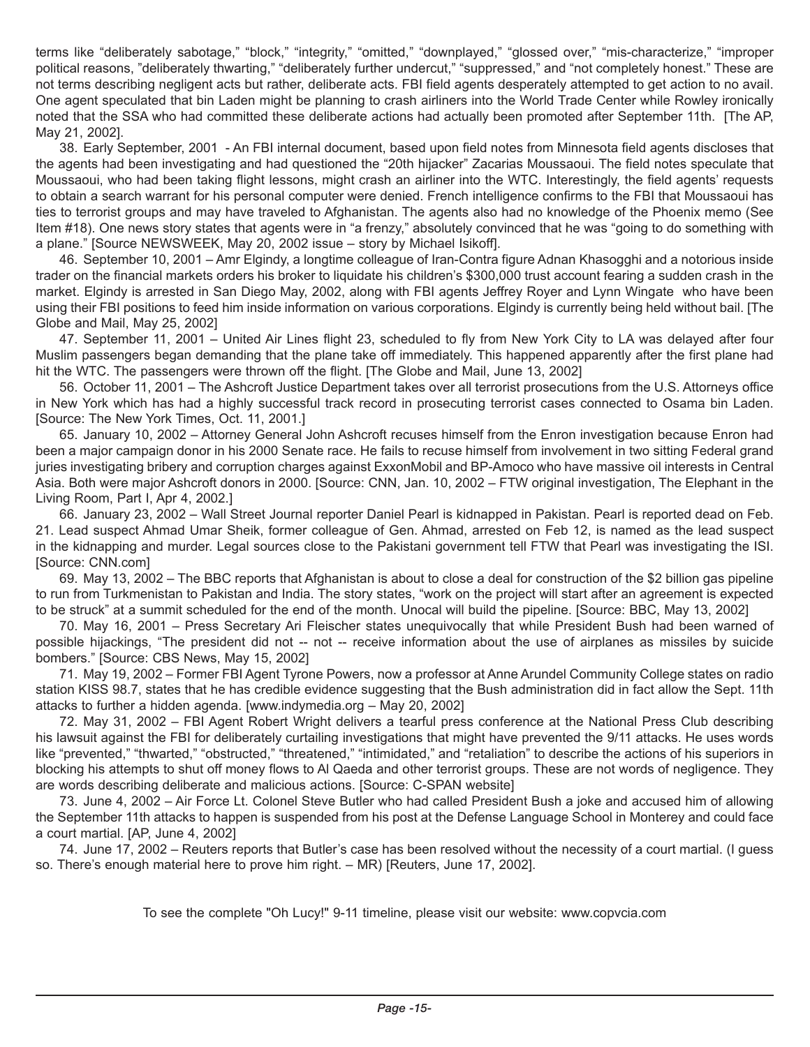terms like "deliberately sabotage," "block," "integrity," "omitted," "downplayed," "glossed over," "mis-characterize," "improper political reasons, "deliberately thwarting," "deliberately further undercut," "suppressed," and "not completely honest." These are not terms describing negligent acts but rather, deliberate acts. FBI field agents desperately attempted to get action to no avail. One agent speculated that bin Laden might be planning to crash airliners into the World Trade Center while Rowley ironically noted that the SSA who had committed these deliberate actions had actually been promoted after September 11th. [The AP, May 21, 2002].

38. Early September, 2001 - An FBI internal document, based upon field notes from Minnesota field agents discloses that the agents had been investigating and had questioned the "20th hijacker" Zacarias Moussaoui. The field notes speculate that Moussaoui, who had been taking flight lessons, might crash an airliner into the WTC. Interestingly, the field agents' requests to obtain a search warrant for his personal computer were denied. French intelligence confirms to the FBI that Moussaoui has ties to terrorist groups and may have traveled to Afghanistan. The agents also had no knowledge of the Phoenix memo (See Item #18). One news story states that agents were in "a frenzy," absolutely convinced that he was "going to do something with a plane." [Source NEWSWEEK, May 20, 2002 issue – story by Michael Isikoff].

46. September 10, 2001 – Amr Elgindy, a longtime colleague of Iran-Contra figure Adnan Khasogghi and a notorious inside trader on the financial markets orders his broker to liquidate his children's $300,000 trust account fearing a sudden crash in the market. Elgindy is arrested in San Diego May, 2002, along with FBI agents Jeffrey Royer and Lynn Wingate who have been using their FBI positions to feed him inside information on various corporations. Elgindy is currently being held without bail. [The Globe and Mail, May 25, 2002]

47. September 11, 2001 – United Air Lines flight 23, scheduled to fly from New York City to LA was delayed after four Muslim passengers began demanding that the plane take off immediately. This happened apparently after the first plane had hit the WTC. The passengers were thrown off the flight. [The Globe and Mail, June 13, 2002]

56. October 11, 2001 – The Ashcroft Justice Department takes over all terrorist prosecutions from the U.S. Attorneys office in New York which has had a highly successful track record in prosecuting terrorist cases connected to Osama bin Laden. [Source: The New York Times, Oct. 11, 2001.]

65. January 10, 2002 – Attorney General John Ashcroft recuses himself from the Enron investigation because Enron had been a major campaign donor in his 2000 Senate race. He fails to recuse himself from involvement in two sitting Federal grand juries investigating bribery and corruption charges against ExxonMobil and BP-Amoco who have massive oil interests in Central Asia. Both were major Ashcroft donors in 2000. [Source: CNN, Jan. 10, 2002 – FTW original investigation, The Elephant in the Living Room, Part I, Apr 4, 2002.]

66. January 23, 2002 – Wall Street Journal reporter Daniel Pearl is kidnapped in Pakistan. Pearl is reported dead on Feb. 21. Lead suspect Ahmad Umar Sheik, former colleague of Gen. Ahmad, arrested on Feb 12, is named as the lead suspect in the kidnapping and murder. Legal sources close to the Pakistani government tell FTW that Pearl was investigating the ISI. [Source: CNN.com]

69. May 13, 2002 – The BBC reports that Afghanistan is about to close a deal for construction of the $2 billion gas pipeline to run from Turkmenistan to Pakistan and India. The story states, "work on the project will start after an agreement is expected to be struck" at a summit scheduled for the end of the month. Unocal will build the pipeline. [Source: BBC, May 13, 2002]

70. May 16, 2001 – Press Secretary Ari Fleischer states unequivocally that while President Bush had been warned of possible hijackings, "The president did not -- not -- receive information about the use of airplanes as missiles by suicide bombers." [Source: CBS News, May 15, 2002]

71. May 19, 2002 – Former FBI Agent Tyrone Powers, now a professor at Anne Arundel Community College states on radio station KISS 98.7, states that he has credible evidence suggesting that the Bush administration did in fact allow the Sept. 11th attacks to further a hidden agenda. [www.indymedia.org – May 20, 2002]

72. May 31, 2002 – FBI Agent Robert Wright delivers a tearful press conference at the National Press Club describing his lawsuit against the FBI for deliberately curtailing investigations that might have prevented the 9/11 attacks. He uses words like "prevented," "thwarted," "obstructed," "threatened," "intimidated," and "retaliation" to describe the actions of his superiors in blocking his attempts to shut off money flows to Al Qaeda and other terrorist groups. These are not words of negligence. They are words describing deliberate and malicious actions. [Source: C-SPAN website]

73. June 4, 2002 – Air Force Lt. Colonel Steve Butler who had called President Bush a joke and accused him of allowing the September 11th attacks to happen is suspended from his post at the Defense Language School in Monterey and could face a court martial. [AP, June 4, 2002]

74. June 17, 2002 – Reuters reports that Butler's case has been resolved without the necessity of a court martial. (I guess so. There's enough material here to prove him right. – MR) [Reuters, June 17, 2002].

To see the complete "Oh Lucy!" 9-11 timeline, please visit our website: www.copvcia.com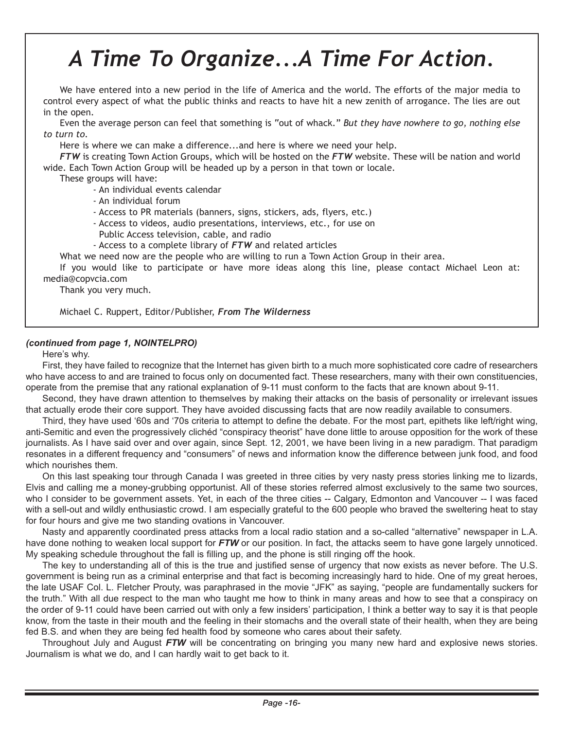# *A Time To Organize...A Time For Action.*

We have entered into a new period in the life of America and the world. The efforts of the major media to control every aspect of what the public thinks and reacts to have hit a new zenith of arrogance. The lies are out in the open.

Even the average person can feel that something is "out of whack." *But they have nowhere to go, nothing else to turn to.*

Here is where we can make a difference...and here is where we need your help.

***FTW*** is creating Town Action Groups, which will be hosted on the ***FTW*** website. These will be nation and world wide. Each Town Action Group will be headed up by a person in that town or locale.

These groups will have:

- An individual events calendar
- An individual forum
- Access to PR materials (banners, signs, stickers, ads, flyers, etc.)
- Access to videos, audio presentations, interviews, etc., for use on Public Access television, cable, and radio
- Access to a complete library of ***FTW*** and related articles

What we need now are the people who are willing to run a Town Action Group in their area.

If you would like to participate or have more ideas along this line, please contact Michael Leon at: media@copvcia.com

Thank you very much.

Michael C. Ruppert, Editor/Publisher, ***From The Wilderness***

***(continued from page 1, NOINTELPRO)***

Here's why.

First, they have failed to recognize that the Internet has given birth to a much more sophisticated core cadre of researchers who have access to and are trained to focus only on documented fact. These researchers, many with their own constituencies, operate from the premise that any rational explanation of 9-11 must conform to the facts that are known about 9-11.

Second, they have drawn attention to themselves by making their attacks on the basis of personality or irrelevant issues that actually erode their core support. They have avoided discussing facts that are now readily available to consumers.

Third, they have used '60s and '70s criteria to attempt to define the debate. For the most part, epithets like left/right wing, anti-Semitic and even the progressively clichéd "conspiracy theorist" have done little to arouse opposition for the work of these journalists. As I have said over and over again, since Sept. 12, 2001, we have been living in a new paradigm. That paradigm resonates in a different frequency and "consumers" of news and information know the difference between junk food, and food which nourishes them.

On this last speaking tour through Canada I was greeted in three cities by very nasty press stories linking me to lizards, Elvis and calling me a money-grubbing opportunist. All of these stories referred almost exclusively to the same two sources, who I consider to be government assets. Yet, in each of the three cities -- Calgary, Edmonton and Vancouver -- I was faced with a sell-out and wildly enthusiastic crowd. I am especially grateful to the 600 people who braved the sweltering heat to stay for four hours and give me two standing ovations in Vancouver.

Nasty and apparently coordinated press attacks from a local radio station and a so-called "alternative" newspaper in L.A. have done nothing to weaken local support for ***FTW*** or our position. In fact, the attacks seem to have gone largely unnoticed. My speaking schedule throughout the fall is filling up, and the phone is still ringing off the hook.

The key to understanding all of this is the true and justified sense of urgency that now exists as never before. The U.S. government is being run as a criminal enterprise and that fact is becoming increasingly hard to hide. One of my great heroes, the late USAF Col. L. Fletcher Prouty, was paraphrased in the movie "JFK" as saying, "people are fundamentally suckers for the truth." With all due respect to the man who taught me how to think in many areas and how to see that a conspiracy on the order of 9-11 could have been carried out with only a few insiders' participation, I think a better way to say it is that people know, from the taste in their mouth and the feeling in their stomachs and the overall state of their health, when they are being fed B.S. and when they are being fed health food by someone who cares about their safety.

Throughout July and August ***FTW*** will be concentrating on bringing you many new hard and explosive news stories. Journalism is what we do, and I can hardly wait to get back to it.